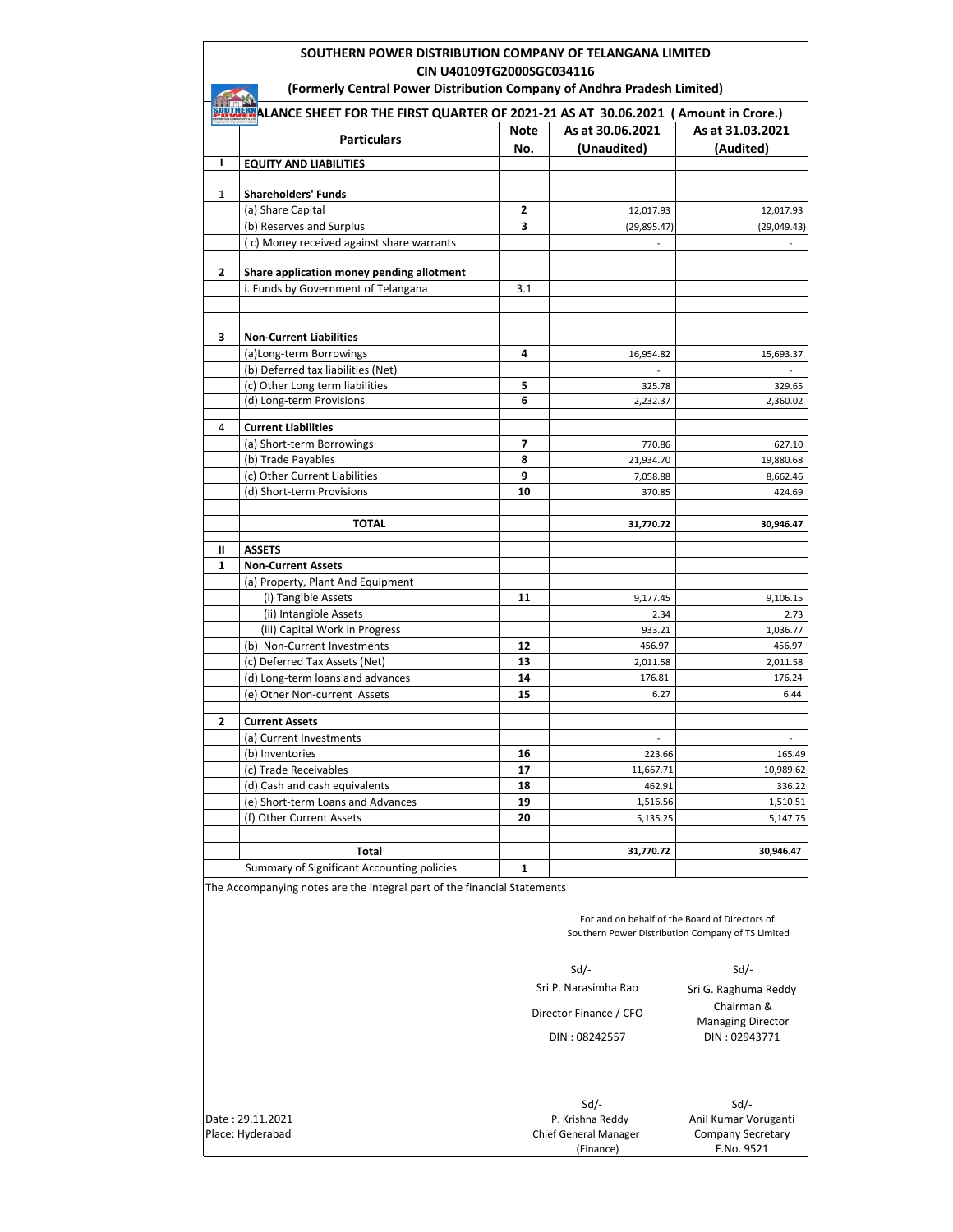# SOUTHERN POWER DISTRIBUTION COMPANY OF TELANGANA LIMITED

**CIN U40109TG2000SGC034116**

**(Formerly Central Power Distribution Company of Andhra Pradesh Limited)**

**BALANCE SHEET FOR THE FIRST QUARTER OF 2021-21 AS AT 30.06.2021 ( Amount in Crore.)**

| | Particulars | Note No. | As at 30.06.2021 (Unaudited) | As at 31.03.2021 (Audited) |
|---|---|---|---|---|
| I | **EQUITY AND LIABILITIES** | | | |
| 1 | **Shareholders' Funds** | | | |
| | (a) Share Capital | 2 | 12,017.93 | 12,017.93 |
| | (b) Reserves and Surplus | 3 | (29,895.47) | (29,049.43) |
| | ( c) Money received against share warrants | | - | - |
| 2 | **Share application money pending allotment** | | | |
| | i. Funds by Government of Telangana | 3.1 | | |
| 3 | **Non-Current Liabilities** | | | |
| | (a)Long-term Borrowings | 4 | 16,954.82 | 15,693.37 |
| | (b) Deferred tax liabilities (Net) | | - | - |
| | (c) Other Long term liabilities | 5 | 325.78 | 329.65 |
| | (d) Long-term Provisions | 6 | 2,232.37 | 2,360.02 |
| 4 | **Current Liabilities** | | | |
| | (a) Short-term Borrowings | 7 | 770.86 | 627.10 |
| | (b) Trade Payables | 8 | 21,934.70 | 19,880.68 |
| | (c) Other Current Liabilities | 9 | 7,058.88 | 8,662.46 |
| | (d) Short-term Provisions | 10 | 370.85 | 424.69 |
| | **TOTAL** | | **31,770.72** | **30,946.47** |
| II | **ASSETS** | | | |
| 1 | **Non-Current Assets** | | | |
| | (a) Property, Plant And Equipment | | | |
| | (i) Tangible Assets | 11 | 9,177.45 | 9,106.15 |
| | (ii) Intangible Assets | | 2.34 | 2.73 |
| | (iii) Capital Work in Progress | | 933.21 | 1,036.77 |
| | (b) Non-Current Investments | 12 | 456.97 | 456.97 |
| | (c) Deferred Tax Assets (Net) | 13 | 2,011.58 | 2,011.58 |
| | (d) Long-term loans and advances | 14 | 176.81 | 176.24 |
| | (e) Other Non-current Assets | 15 | 6.27 | 6.44 |
| 2 | **Current Assets** | | | |
| | (a) Current Investments | | - | - |
| | (b) Inventories | 16 | 223.66 | 165.49 |
| | (c) Trade Receivables | 17 | 11,667.71 | 10,989.62 |
| | (d) Cash and cash equivalents | 18 | 462.91 | 336.22 |
| | (e) Short-term Loans and Advances | 19 | 1,516.56 | 1,510.51 |
| | (f) Other Current Assets | 20 | 5,135.25 | 5,147.75 |
| | **Total** | | **31,770.72** | **30,946.47** |
| | Summary of Significant Accounting policies | 1 | | |

The Accompanying notes are the integral part of the financial Statements

For and on behalf of the Board of Directors of
Southern Power Distribution Company of TS Limited

| | |
|---|---|
| Sd/- | Sd/- |
| Sri P. Narasimha Rao | Sri G. Raghuma Reddy |
| Director Finance / CFO | Chairman & Managing Director |
| DIN : 08242557 | DIN : 02943771 |

| | | |
|---|---|---|
| | Sd/- | Sd/- |
| Date : 29.11.2021 | P. Krishna Reddy | Anil Kumar Voruganti |
| Place: Hyderabad | Chief General Manager (Finance) | Company Secretary F.No. 9521 |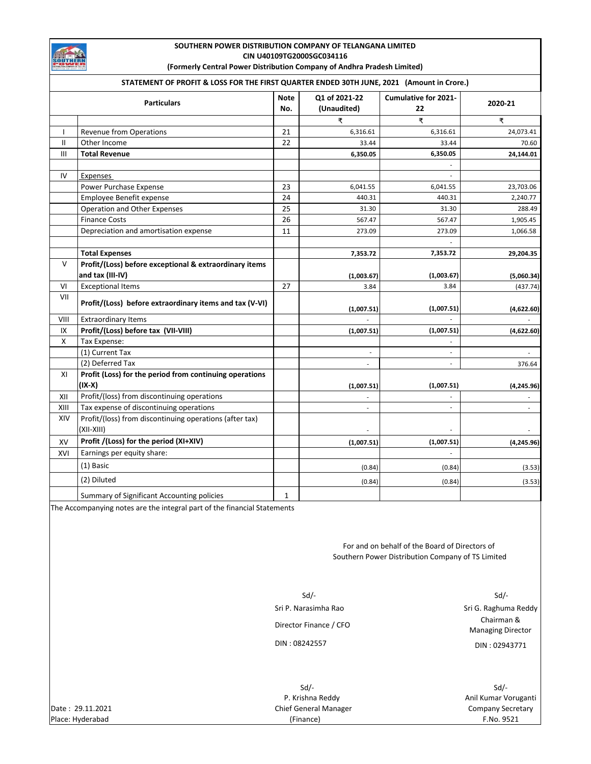# SOUTHERN POWER DISTRIBUTION COMPANY OF TELANGANA LIMITED

**CIN U40109TG2000SGC034116**

**(Formerly Central Power Distribution Company of Andhra Pradesh Limited)**

**STATEMENT OF PROFIT & LOSS FOR THE FIRST QUARTER ENDED 30TH JUNE, 2021 (Amount in Crore.)**

| | Particulars | Note No. | Q1 of 2021-22 (Unaudited) | Cumulative for 2021-22 | 2020-21 |
|---|---|---|---|---|---|
| | | | ₹ | ₹ | ₹ |
| I | Revenue from Operations | 21 | 6,316.61 | 6,316.61 | 24,073.41 |
| II | Other Income | 22 | 33.44 | 33.44 | 70.60 |
| III | **Total Revenue** | | **6,350.05** | **6,350.05** | **24,144.01** |
| | | | | - | |
| IV | Expenses | | | - | |
| | Power Purchase Expense | 23 | 6,041.55 | 6,041.55 | 23,703.06 |
| | Employee Benefit expense | 24 | 440.31 | 440.31 | 2,240.77 |
| | Operation and Other Expenses | 25 | 31.30 | 31.30 | 288.49 |
| | Finance Costs | 26 | 567.47 | 567.47 | 1,905.45 |
| | Depreciation and amortisation expense | 11 | 273.09 | 273.09 | 1,066.58 |
| | | | | - | |
| | **Total Expenses** | | **7,353.72** | **7,353.72** | **29,204.35** |
| V | **Profit/(Loss) before exceptional & extraordinary items and tax (III-IV)** | | **(1,003.67)** | **(1,003.67)** | **(5,060.34)** |
| VI | Exceptional Items | 27 | 3.84 | 3.84 | (437.74) |
| VII | **Profit/(Loss) before extraordinary items and tax (V-VI)** | | **(1,007.51)** | **(1,007.51)** | **(4,622.60)** |
| VIII | Extraordinary Items | | - | - | - |
| IX | **Profit/(Loss) before tax (VII-VIII)** | | **(1,007.51)** | **(1,007.51)** | **(4,622.60)** |
| X | Tax Expense: | | | - | |
| | (1) Current Tax | | - | - | - |
| | (2) Deferred Tax | | - | - | 376.64 |
| XI | **Profit (Loss) for the period from continuing operations (IX-X)** | | **(1,007.51)** | **(1,007.51)** | **(4,245.96)** |
| XII | Profit/(loss) from discontinuing operations | | - | - | - |
| XIII | Tax expense of discontinuing operations | | - | - | - |
| XIV | Profit/(loss) from discontinuing operations (after tax) (XII-XIII) | | - | - | - |
| XV | **Profit /(Loss) for the period (XI+XIV)** | | **(1,007.51)** | **(1,007.51)** | **(4,245.96)** |
| XVI | Earnings per equity share: | | | - | |
| | (1) Basic | | (0.84) | (0.84) | (3.53) |
| | (2) Diluted | | (0.84) | (0.84) | (3.53) |
| | Summary of Significant Accounting policies | 1 | | | |

The Accompanying notes are the integral part of the financial Statements

For and on behalf of the Board of Directors of
Southern Power Distribution Company of TS Limited

Sd/-
Sri P. Narasimha Rao
Director Finance / CFO
DIN : 08242557

Sd/-
Sri G. Raghuma Reddy
Chairman & Managing Director
DIN : 02943771

Sd/-
P. Krishna Reddy
Chief General Manager (Finance)

Sd/-
Anil Kumar Voruganti
Company Secretary
F.No. 9521

Date : 29.11.2021
Place: Hyderabad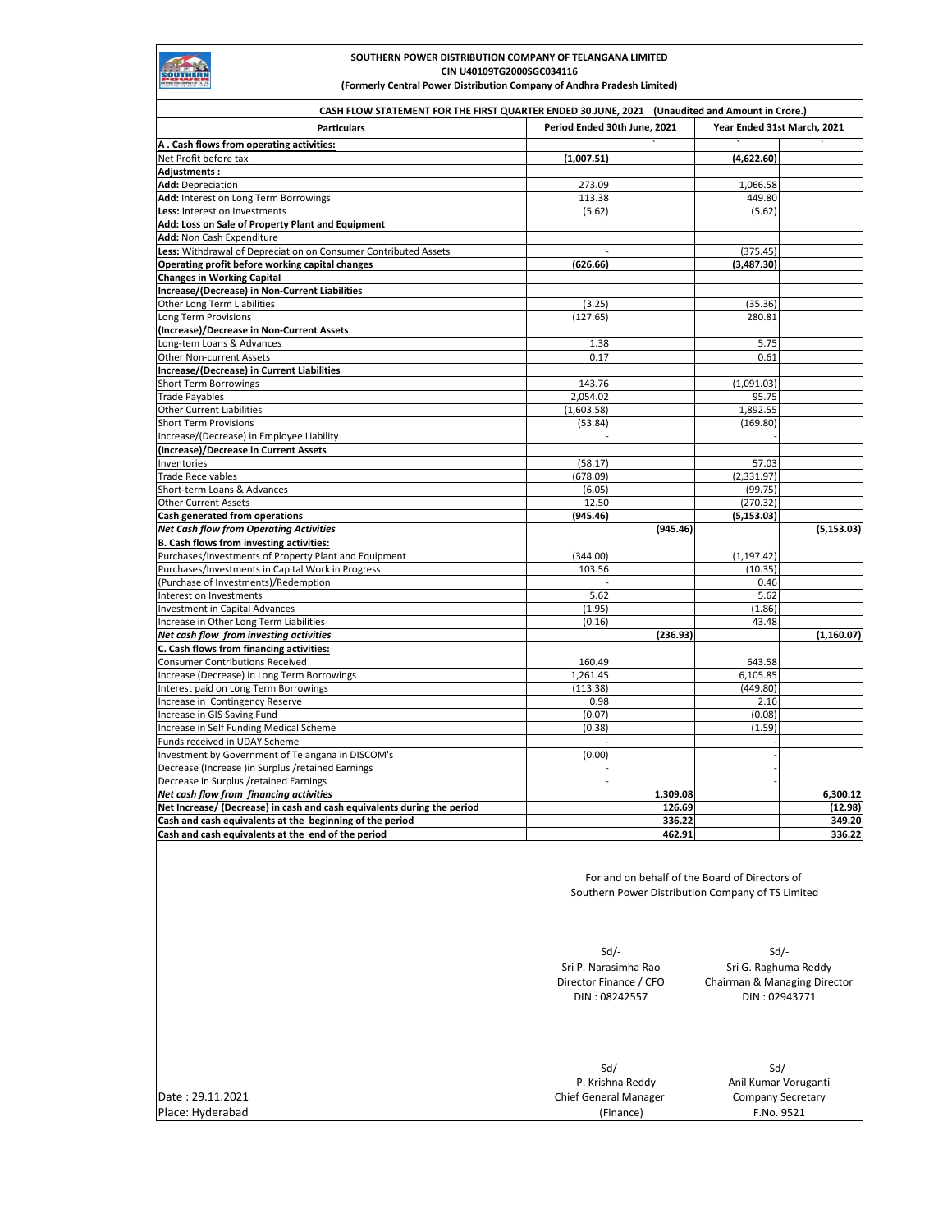**SOUTHERN POWER DISTRIBUTION COMPANY OF TELANGANA LIMITED**
**CIN U40109TG2000SGC034116**
**(Formerly Central Power Distribution Company of Andhra Pradesh Limited)**

**CASH FLOW STATEMENT FOR THE FIRST QUARTER ENDED 30.JUNE, 2021 (Unaudited and Amount in Crore.)**

| Particulars | Period Ended 30th June, 2021 | | Year Ended 31st March, 2021 | |
|---|---|---|---|---|
| **A . Cash flows from operating activities:** | | | | |
| Net Profit before tax | **(1,007.51)** | | **(4,622.60)** | |
| **Adjustments :** | | | | |
| **Add:** Depreciation | 273.09 | | 1,066.58 | |
| **Add:** Interest on Long Term Borrowings | 113.38 | | 449.80 | |
| **Less:** Interest on Investments | (5.62) | | (5.62) | |
| **Add: Loss on Sale of Property Plant and Equipment** | | | | |
| **Add:** Non Cash Expenditure | | | | |
| **Less:** Withdrawal of Depreciation on Consumer Contributed Assets | - | | (375.45) | |
| **Operating profit before working capital changes** | **(626.66)** | | **(3,487.30)** | |
| **Changes in Working Capital** | | | | |
| **Increase/(Decrease) in Non-Current Liabilities** | | | | |
| Other Long Term Liabilities | (3.25) | | (35.36) | |
| Long Term Provisions | (127.65) | | 280.81 | |
| **(Increase)/Decrease in Non-Current Assets** | | | | |
| Long-tem Loans & Advances | 1.38 | | 5.75 | |
| Other Non-current Assets | 0.17 | | 0.61 | |
| **Increase/(Decrease) in Current Liabilities** | | | | |
| Short Term Borrowings | 143.76 | | (1,091.03) | |
| Trade Payables | 2,054.02 | | 95.75 | |
| Other Current Liabilities | (1,603.58) | | 1,892.55 | |
| Short Term Provisions | (53.84) | | (169.80) | |
| Increase/(Decrease) in Employee Liability | - | | - | |
| **(Increase)/Decrease in Current Assets** | | | | |
| Inventories | (58.17) | | 57.03 | |
| Trade Receivables | (678.09) | | (2,331.97) | |
| Short-term Loans & Advances | (6.05) | | (99.75) | |
| Other Current Assets | 12.50 | | (270.32) | |
| **Cash generated from operations** | **(945.46)** | | **(5,153.03)** | |
| ***Net Cash flow from Operating Activities*** | | **(945.46)** | | **(5,153.03)** |
| **B. Cash flows from investing activities:** | | | | |
| Purchases/Investments of Property Plant and Equipment | (344.00) | | (1,197.42) | |
| Purchases/Investments in Capital Work in Progress | 103.56 | | (10.35) | |
| (Purchase of Investments)/Redemption | - | | 0.46 | |
| Interest on Investments | 5.62 | | 5.62 | |
| Investment in Capital Advances | (1.95) | | (1.86) | |
| Increase in Other Long Term Liabilities | (0.16) | | 43.48 | |
| ***Net cash flow from investing activities*** | | **(236.93)** | | **(1,160.07)** |
| **C. Cash flows from financing activities:** | | | | |
| Consumer Contributions Received | 160.49 | | 643.58 | |
| Increase (Decrease) in Long Term Borrowings | 1,261.45 | | 6,105.85 | |
| Interest paid on Long Term Borrowings | (113.38) | | (449.80) | |
| Increase in Contingency Reserve | 0.98 | | 2.16 | |
| Increase in GIS Saving Fund | (0.07) | | (0.08) | |
| Increase in Self Funding Medical Scheme | (0.38) | | (1.59) | |
| Funds received in UDAY Scheme | - | | - | |
| Investment by Government of Telangana in DISCOM's | (0.00) | | - | |
| Decrease (Increase )in Surplus /retained Earnings | - | | - | |
| Decrease in Surplus /retained Earnings | - | | - | |
| ***Net cash flow from financing activities*** | | **1,309.08** | | **6,300.12** |
| **Net Increase/ (Decrease) in cash and cash equivalents during the period** | | **126.69** | | **(12.98)** |
| **Cash and cash equivalents at the beginning of the period** | | **336.22** | | **349.20** |
| **Cash and cash equivalents at the end of the period** | | **462.91** | | **336.22** |

For and on behalf of the Board of Directors of
Southern Power Distribution Company of TS Limited

| Sd/- | Sd/- |
|---|---|
| Sri P. Narasimha Rao | Sri G. Raghuma Reddy |
| Director Finance / CFO | Chairman & Managing Director |
| DIN : 08242557 | DIN : 02943771 |

| Sd/- | Sd/- |
|---|---|
| P. Krishna Reddy | Anil Kumar Voruganti |
| Chief General Manager (Finance) | Company Secretary |
| | F.No. 9521 |

Date : 29.11.2021
Place: Hyderabad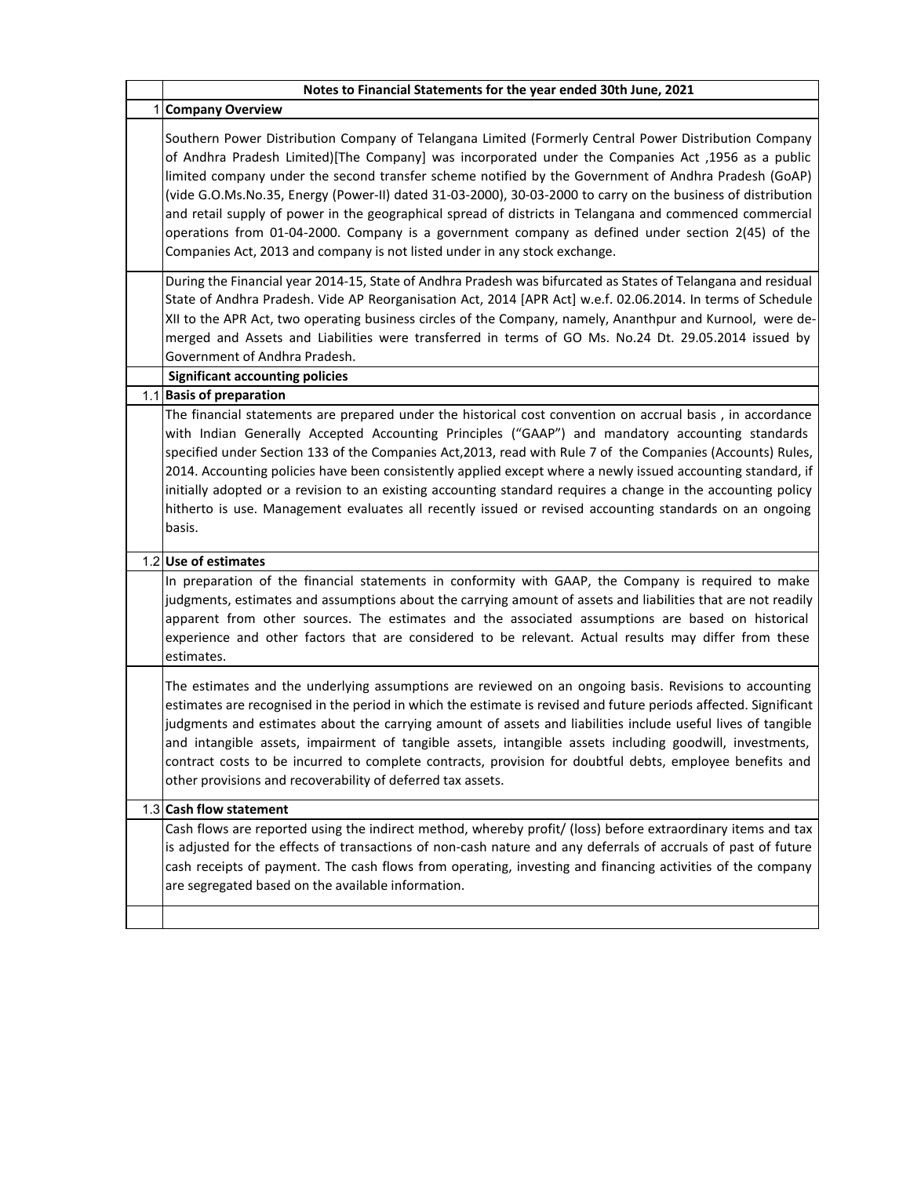## Notes to Financial Statements for the year ended 30th June, 2021

### 1 Company Overview

Southern Power Distribution Company of Telangana Limited (Formerly Central Power Distribution Company of Andhra Pradesh Limited)[The Company] was incorporated under the Companies Act ,1956 as a public limited company under the second transfer scheme notified by the Government of Andhra Pradesh (GoAP) (vide G.O.Ms.No.35, Energy (Power-II) dated 31-03-2000), 30-03-2000 to carry on the business of distribution and retail supply of power in the geographical spread of districts in Telangana and commenced commercial operations from 01-04-2000. Company is a government company as defined under section 2(45) of the Companies Act, 2013 and company is not listed under in any stock exchange.

During the Financial year 2014-15, State of Andhra Pradesh was bifurcated as States of Telangana and residual State of Andhra Pradesh. Vide AP Reorganisation Act, 2014 [APR Act] w.e.f. 02.06.2014. In terms of Schedule XII to the APR Act, two operating business circles of the Company, namely, Ananthpur and Kurnool, were de-merged and Assets and Liabilities were transferred in terms of GO Ms. No.24 Dt. 29.05.2014 issued by Government of Andhra Pradesh.

### Significant accounting policies

### 1.1 Basis of preparation

The financial statements are prepared under the historical cost convention on accrual basis , in accordance with Indian Generally Accepted Accounting Principles ("GAAP") and mandatory accounting standards specified under Section 133 of the Companies Act,2013, read with Rule 7 of the Companies (Accounts) Rules, 2014. Accounting policies have been consistently applied except where a newly issued accounting standard, if initially adopted or a revision to an existing accounting standard requires a change in the accounting policy hitherto is use. Management evaluates all recently issued or revised accounting standards on an ongoing basis.

### 1.2 Use of estimates

In preparation of the financial statements in conformity with GAAP, the Company is required to make judgments, estimates and assumptions about the carrying amount of assets and liabilities that are not readily apparent from other sources. The estimates and the associated assumptions are based on historical experience and other factors that are considered to be relevant. Actual results may differ from these estimates.

The estimates and the underlying assumptions are reviewed on an ongoing basis. Revisions to accounting estimates are recognised in the period in which the estimate is revised and future periods affected. Significant judgments and estimates about the carrying amount of assets and liabilities include useful lives of tangible and intangible assets, impairment of tangible assets, intangible assets including goodwill, investments, contract costs to be incurred to complete contracts, provision for doubtful debts, employee benefits and other provisions and recoverability of deferred tax assets.

### 1.3 Cash flow statement

Cash flows are reported using the indirect method, whereby profit/ (loss) before extraordinary items and tax is adjusted for the effects of transactions of non-cash nature and any deferrals of accruals of past of future cash receipts of payment. The cash flows from operating, investing and financing activities of the company are segregated based on the available information.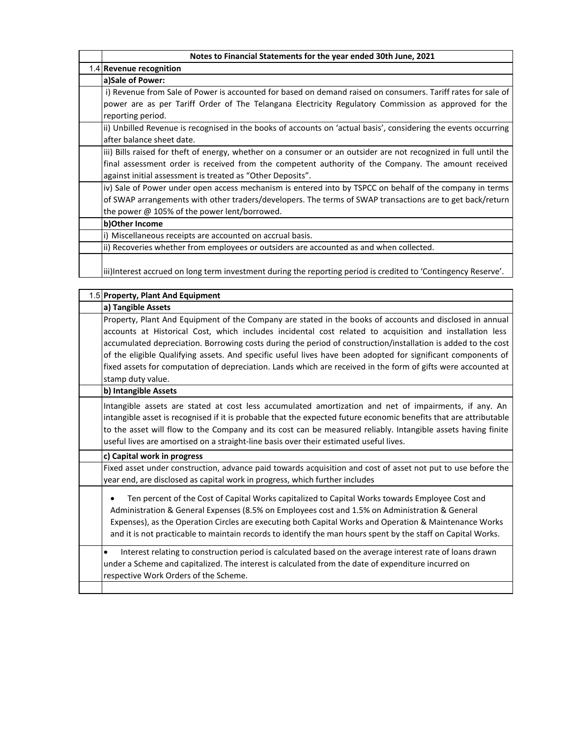**Notes to Financial Statements for the year ended 30th June, 2021**

## 1.4 Revenue recognition

### a) Sale of Power:

i) Revenue from Sale of Power is accounted for based on demand raised on consumers. Tariff rates for sale of power are as per Tariff Order of The Telangana Electricity Regulatory Commission as approved for the reporting period.

ii) Unbilled Revenue is recognised in the books of accounts on 'actual basis', considering the events occurring after balance sheet date.

iii) Bills raised for theft of energy, whether on a consumer or an outsider are not recognized in full until the final assessment order is received from the competent authority of the Company. The amount received against initial assessment is treated as "Other Deposits".

iv) Sale of Power under open access mechanism is entered into by TSPCC on behalf of the company in terms of SWAP arrangements with other traders/developers. The terms of SWAP transactions are to get back/return the power @ 105% of the power lent/borrowed.

### b) Other Income

i) Miscellaneous receipts are accounted on accrual basis.

ii) Recoveries whether from employees or outsiders are accounted as and when collected.

iii) Interest accrued on long term investment during the reporting period is credited to 'Contingency Reserve'.

## 1.5 Property, Plant And Equipment

### a) Tangible Assets

Property, Plant And Equipment of the Company are stated in the books of accounts and disclosed in annual accounts at Historical Cost, which includes incidental cost related to acquisition and installation less accumulated depreciation. Borrowing costs during the period of construction/installation is added to the cost of the eligible Qualifying assets. And specific useful lives have been adopted for significant components of fixed assets for computation of depreciation. Lands which are received in the form of gifts were accounted at stamp duty value.

### b) Intangible Assets

Intangible assets are stated at cost less accumulated amortization and net of impairments, if any. An intangible asset is recognised if it is probable that the expected future economic benefits that are attributable to the asset will flow to the Company and its cost can be measured reliably. Intangible assets having finite useful lives are amortised on a straight-line basis over their estimated useful lives.

### c) Capital work in progress

Fixed asset under construction, advance paid towards acquisition and cost of asset not put to use before the year end, are disclosed as capital work in progress, which further includes

- Ten percent of the Cost of Capital Works capitalized to Capital Works towards Employee Cost and Administration & General Expenses (8.5% on Employees cost and 1.5% on Administration & General Expenses), as the Operation Circles are executing both Capital Works and Operation & Maintenance Works and it is not practicable to maintain records to identify the man hours spent by the staff on Capital Works.

- Interest relating to construction period is calculated based on the average interest rate of loans drawn under a Scheme and capitalized. The interest is calculated from the date of expenditure incurred on respective Work Orders of the Scheme.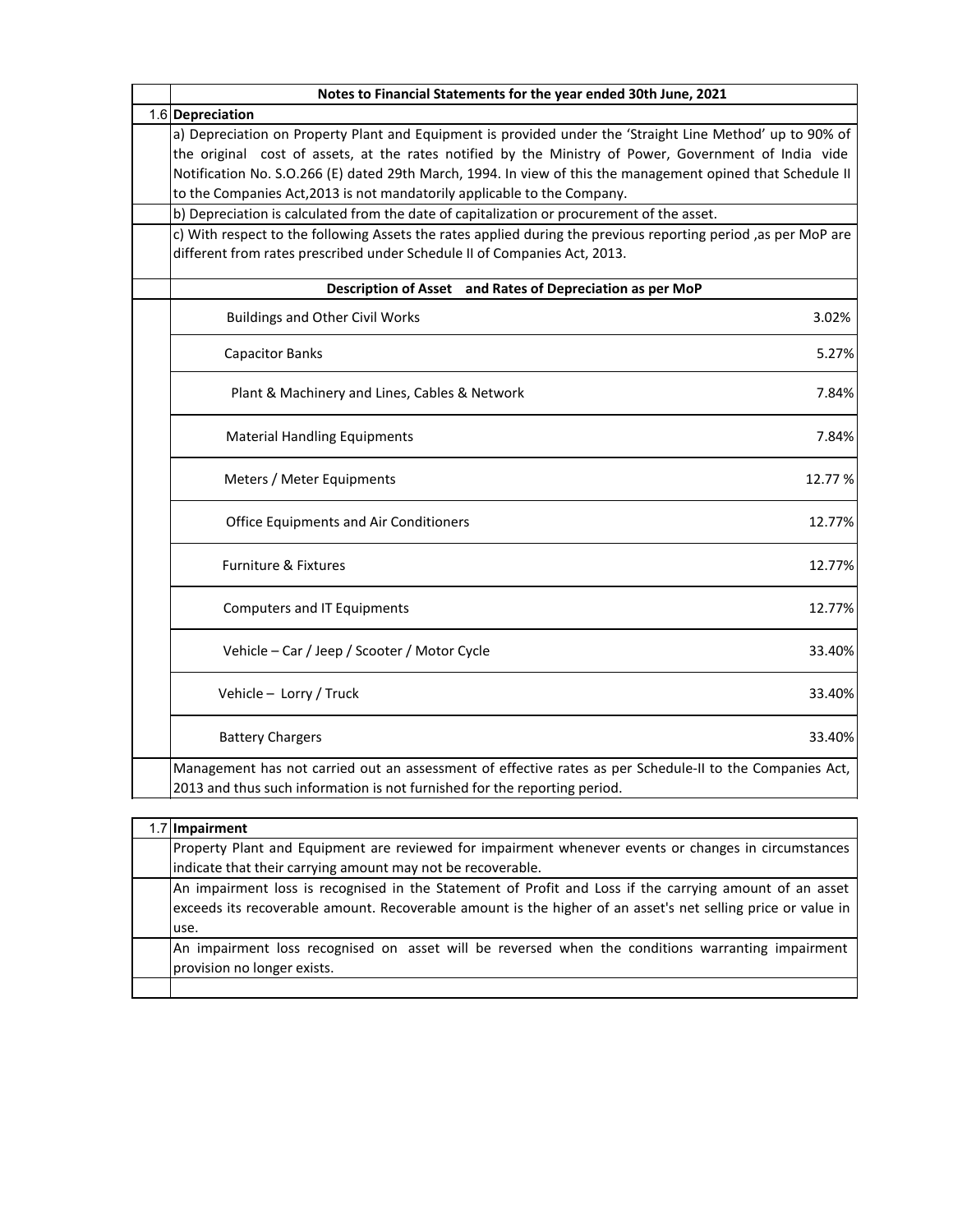**Notes to Financial Statements for the year ended 30th June, 2021**

### 1.6 Depreciation

a) Depreciation on Property Plant and Equipment is provided under the 'Straight Line Method' up to 90% of the original cost of assets, at the rates notified by the Ministry of Power, Government of India vide Notification No. S.O.266 (E) dated 29th March, 1994. In view of this the management opined that Schedule II to the Companies Act,2013 is not mandatorily applicable to the Company.

b) Depreciation is calculated from the date of capitalization or procurement of the asset.

c) With respect to the following Assets the rates applied during the previous reporting period ,as per MoP are different from rates prescribed under Schedule II of Companies Act, 2013.

| Description of Asset and Rates of Depreciation as per MoP | |
|---|---|
| Buildings and Other Civil Works | 3.02% |
| Capacitor Banks | 5.27% |
| Plant & Machinery and Lines, Cables & Network | 7.84% |
| Material Handling Equipments | 7.84% |
| Meters / Meter Equipments | 12.77 % |
| Office Equipments and Air Conditioners | 12.77% |
| Furniture & Fixtures | 12.77% |
| Computers and IT Equipments | 12.77% |
| Vehicle – Car / Jeep / Scooter / Motor Cycle | 33.40% |
| Vehicle – Lorry / Truck | 33.40% |
| Battery Chargers | 33.40% |

Management has not carried out an assessment of effective rates as per Schedule-II to the Companies Act, 2013 and thus such information is not furnished for the reporting period.

### 1.7 Impairment

Property Plant and Equipment are reviewed for impairment whenever events or changes in circumstances indicate that their carrying amount may not be recoverable.

An impairment loss is recognised in the Statement of Profit and Loss if the carrying amount of an asset exceeds its recoverable amount. Recoverable amount is the higher of an asset's net selling price or value in use.

An impairment loss recognised on asset will be reversed when the conditions warranting impairment provision no longer exists.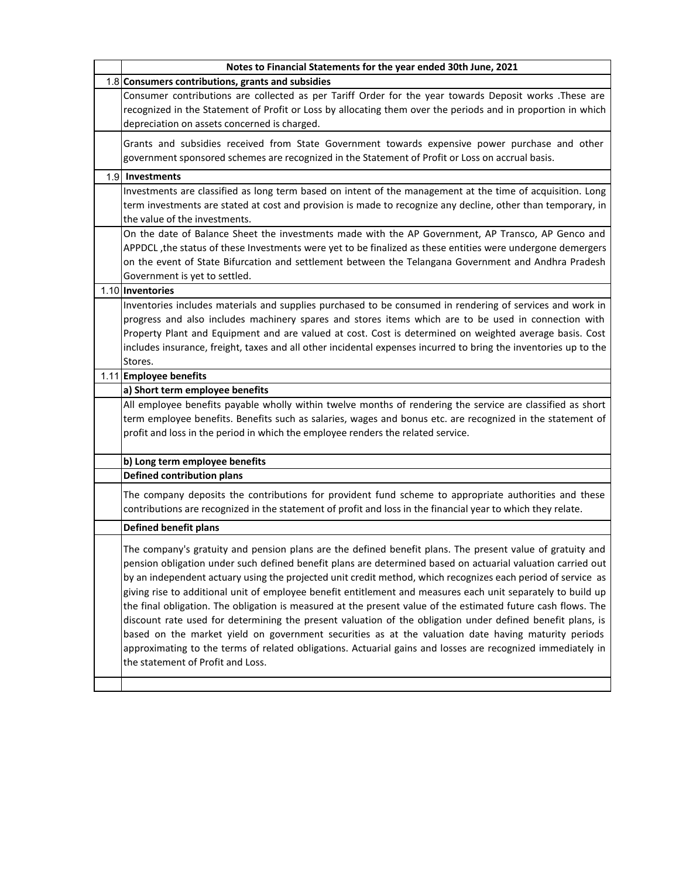**Notes to Financial Statements for the year ended 30th June, 2021**

### 1.8 Consumers contributions, grants and subsidies

Consumer contributions are collected as per Tariff Order for the year towards Deposit works .These are recognized in the Statement of Profit or Loss by allocating them over the periods and in proportion in which depreciation on assets concerned is charged.

Grants and subsidies received from State Government towards expensive power purchase and other government sponsored schemes are recognized in the Statement of Profit or Loss on accrual basis.

### 1.9 Investments

Investments are classified as long term based on intent of the management at the time of acquisition. Long term investments are stated at cost and provision is made to recognize any decline, other than temporary, in the value of the investments.

On the date of Balance Sheet the investments made with the AP Government, AP Transco, AP Genco and APPDCL ,the status of these Investments were yet to be finalized as these entities were undergone demergers on the event of State Bifurcation and settlement between the Telangana Government and Andhra Pradesh Government is yet to settled.

### 1.10 Inventories

Inventories includes materials and supplies purchased to be consumed in rendering of services and work in progress and also includes machinery spares and stores items which are to be used in connection with Property Plant and Equipment and are valued at cost. Cost is determined on weighted average basis. Cost includes insurance, freight, taxes and all other incidental expenses incurred to bring the inventories up to the Stores.

### 1.11 Employee benefits

**a) Short term employee benefits**

All employee benefits payable wholly within twelve months of rendering the service are classified as short term employee benefits. Benefits such as salaries, wages and bonus etc. are recognized in the statement of profit and loss in the period in which the employee renders the related service.

**b) Long term employee benefits**

**Defined contribution plans**

The company deposits the contributions for provident fund scheme to appropriate authorities and these contributions are recognized in the statement of profit and loss in the financial year to which they relate.

**Defined benefit plans**

The company's gratuity and pension plans are the defined benefit plans. The present value of gratuity and pension obligation under such defined benefit plans are determined based on actuarial valuation carried out by an independent actuary using the projected unit credit method, which recognizes each period of service as giving rise to additional unit of employee benefit entitlement and measures each unit separately to build up the final obligation. The obligation is measured at the present value of the estimated future cash flows. The discount rate used for determining the present valuation of the obligation under defined benefit plans, is based on the market yield on government securities as at the valuation date having maturity periods approximating to the terms of related obligations. Actuarial gains and losses are recognized immediately in the statement of Profit and Loss.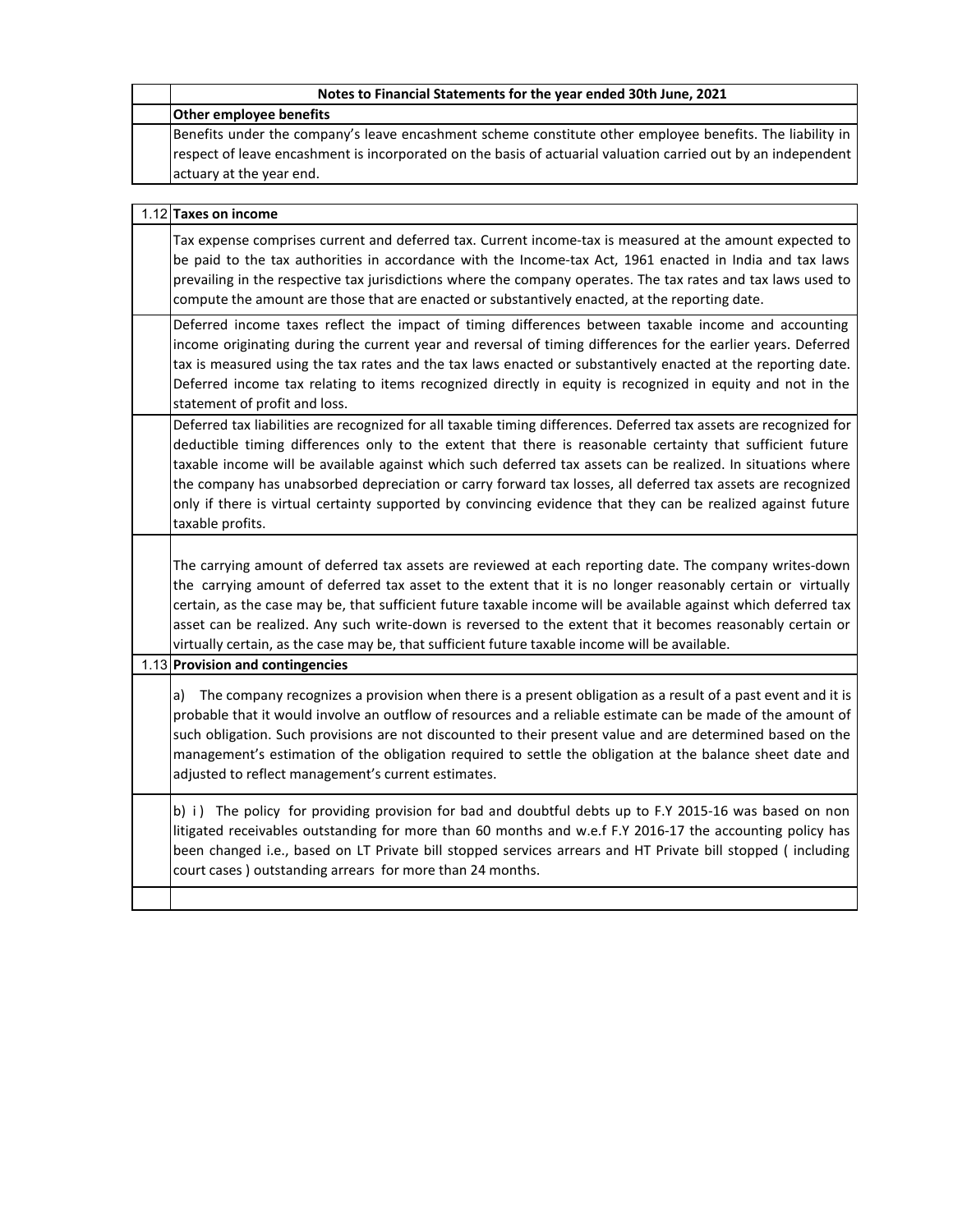**Notes to Financial Statements for the year ended 30th June, 2021**

**Other employee benefits**

Benefits under the company's leave encashment scheme constitute other employee benefits. The liability in respect of leave encashment is incorporated on the basis of actuarial valuation carried out by an independent actuary at the year end.

**1.12 Taxes on income**

Tax expense comprises current and deferred tax. Current income-tax is measured at the amount expected to be paid to the tax authorities in accordance with the Income-tax Act, 1961 enacted in India and tax laws prevailing in the respective tax jurisdictions where the company operates. The tax rates and tax laws used to compute the amount are those that are enacted or substantively enacted, at the reporting date.

Deferred income taxes reflect the impact of timing differences between taxable income and accounting income originating during the current year and reversal of timing differences for the earlier years. Deferred tax is measured using the tax rates and the tax laws enacted or substantively enacted at the reporting date. Deferred income tax relating to items recognized directly in equity is recognized in equity and not in the statement of profit and loss.

Deferred tax liabilities are recognized for all taxable timing differences. Deferred tax assets are recognized for deductible timing differences only to the extent that there is reasonable certainty that sufficient future taxable income will be available against which such deferred tax assets can be realized. In situations where the company has unabsorbed depreciation or carry forward tax losses, all deferred tax assets are recognized only if there is virtual certainty supported by convincing evidence that they can be realized against future taxable profits.

The carrying amount of deferred tax assets are reviewed at each reporting date. The company writes-down the carrying amount of deferred tax asset to the extent that it is no longer reasonably certain or virtually certain, as the case may be, that sufficient future taxable income will be available against which deferred tax asset can be realized. Any such write-down is reversed to the extent that it becomes reasonably certain or virtually certain, as the case may be, that sufficient future taxable income will be available.

**1.13 Provision and contingencies**

a) The company recognizes a provision when there is a present obligation as a result of a past event and it is probable that it would involve an outflow of resources and a reliable estimate can be made of the amount of such obligation. Such provisions are not discounted to their present value and are determined based on the management's estimation of the obligation required to settle the obligation at the balance sheet date and adjusted to reflect management's current estimates.

b) i ) The policy for providing provision for bad and doubtful debts up to F.Y 2015-16 was based on non litigated receivables outstanding for more than 60 months and w.e.f F.Y 2016-17 the accounting policy has been changed i.e., based on LT Private bill stopped services arrears and HT Private bill stopped ( including court cases ) outstanding arrears for more than 24 months.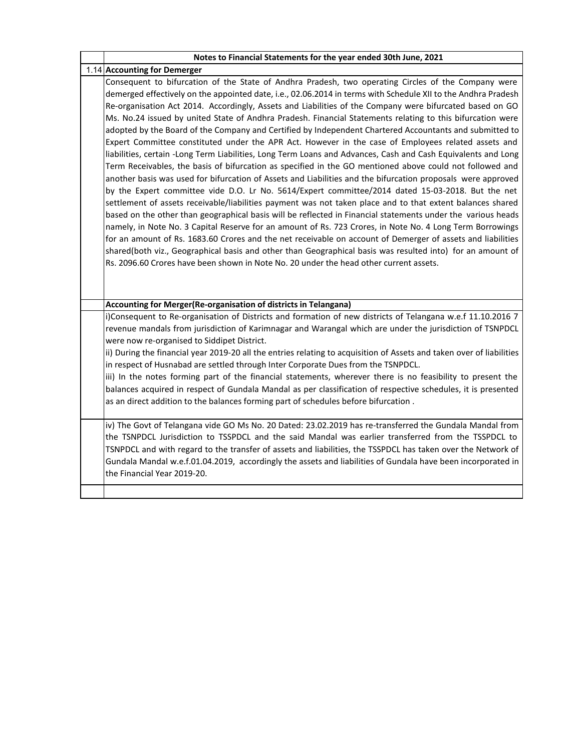## Notes to Financial Statements for the year ended 30th June, 2021

### 1.14 Accounting for Demerger

Consequent to bifurcation of the State of Andhra Pradesh, two operating Circles of the Company were demerged effectively on the appointed date, i.e., 02.06.2014 in terms with Schedule XII to the Andhra Pradesh Re-organisation Act 2014. Accordingly, Assets and Liabilities of the Company were bifurcated based on GO Ms. No.24 issued by united State of Andhra Pradesh. Financial Statements relating to this bifurcation were adopted by the Board of the Company and Certified by Independent Chartered Accountants and submitted to Expert Committee constituted under the APR Act. However in the case of Employees related assets and liabilities, certain -Long Term Liabilities, Long Term Loans and Advances, Cash and Cash Equivalents and Long Term Receivables, the basis of bifurcation as specified in the GO mentioned above could not followed and another basis was used for bifurcation of Assets and Liabilities and the bifurcation proposals were approved by the Expert committee vide D.O. Lr No. 5614/Expert committee/2014 dated 15-03-2018. But the net settlement of assets receivable/liabilities payment was not taken place and to that extent balances shared based on the other than geographical basis will be reflected in Financial statements under the various heads namely, in Note No. 3 Capital Reserve for an amount of Rs. 723 Crores, in Note No. 4 Long Term Borrowings for an amount of Rs. 1683.60 Crores and the net receivable on account of Demerger of assets and liabilities shared(both viz., Geographical basis and other than Geographical basis was resulted into) for an amount of Rs. 2096.60 Crores have been shown in Note No. 20 under the head other current assets.

### Accounting for Merger(Re-organisation of districts in Telangana)

i)Consequent to Re-organisation of Districts and formation of new districts of Telangana w.e.f 11.10.2016 7 revenue mandals from jurisdiction of Karimnagar and Warangal which are under the jurisdiction of TSNPDCL were now re-organised to Siddipet District.

ii) During the financial year 2019-20 all the entries relating to acquisition of Assets and taken over of liabilities in respect of Husnabad are settled through Inter Corporate Dues from the TSNPDCL.

iii) In the notes forming part of the financial statements, wherever there is no feasibility to present the balances acquired in respect of Gundala Mandal as per classification of respective schedules, it is presented as an direct addition to the balances forming part of schedules before bifurcation .

iv) The Govt of Telangana vide GO Ms No. 20 Dated: 23.02.2019 has re-transferred the Gundala Mandal from the TSNPDCL Jurisdiction to TSSPDCL and the said Mandal was earlier transferred from the TSSPDCL to TSNPDCL and with regard to the transfer of assets and liabilities, the TSSPDCL has taken over the Network of Gundala Mandal w.e.f.01.04.2019, accordingly the assets and liabilities of Gundala have been incorporated in the Financial Year 2019-20.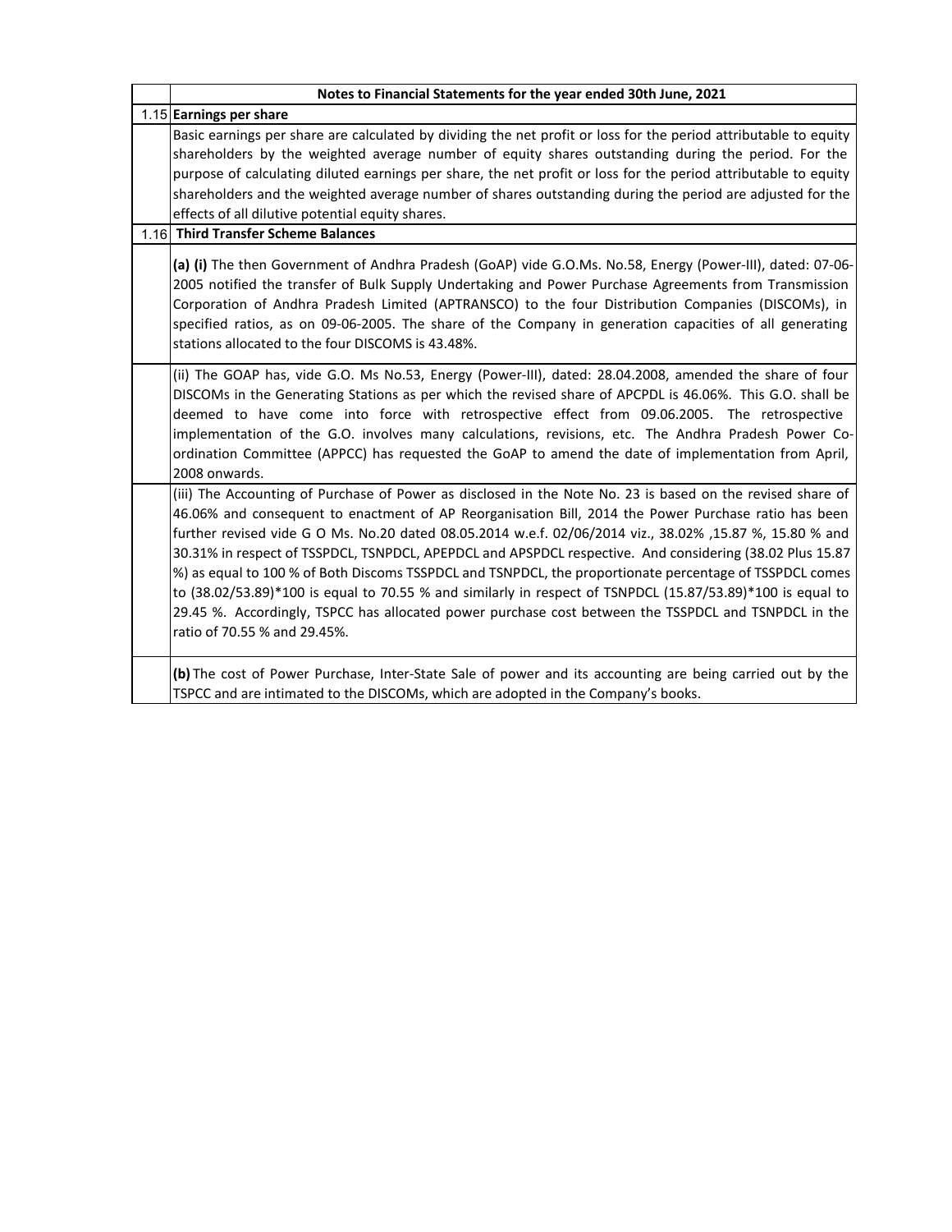## Notes to Financial Statements for the year ended 30th June, 2021

### 1.15 Earnings per share

Basic earnings per share are calculated by dividing the net profit or loss for the period attributable to equity shareholders by the weighted average number of equity shares outstanding during the period. For the purpose of calculating diluted earnings per share, the net profit or loss for the period attributable to equity shareholders and the weighted average number of shares outstanding during the period are adjusted for the effects of all dilutive potential equity shares.

### 1.16 Third Transfer Scheme Balances

**(a) (i)** The then Government of Andhra Pradesh (GoAP) vide G.O.Ms. No.58, Energy (Power-III), dated: 07-06-2005 notified the transfer of Bulk Supply Undertaking and Power Purchase Agreements from Transmission Corporation of Andhra Pradesh Limited (APTRANSCO) to the four Distribution Companies (DISCOMs), in specified ratios, as on 09-06-2005. The share of the Company in generation capacities of all generating stations allocated to the four DISCOMS is 43.48%.

(ii) The GOAP has, vide G.O. Ms No.53, Energy (Power-III), dated: 28.04.2008, amended the share of four DISCOMs in the Generating Stations as per which the revised share of APCPDL is 46.06%. This G.O. shall be deemed to have come into force with retrospective effect from 09.06.2005. The retrospective implementation of the G.O. involves many calculations, revisions, etc. The Andhra Pradesh Power Co-ordination Committee (APPCC) has requested the GoAP to amend the date of implementation from April, 2008 onwards.

(iii) The Accounting of Purchase of Power as disclosed in the Note No. 23 is based on the revised share of 46.06% and consequent to enactment of AP Reorganisation Bill, 2014 the Power Purchase ratio has been further revised vide G O Ms. No.20 dated 08.05.2014 w.e.f. 02/06/2014 viz., 38.02% ,15.87 %, 15.80 % and 30.31% in respect of TSSPDCL, TSNPDCL, APEPDCL and APSPDCL respective. And considering (38.02 Plus 15.87 %) as equal to 100 % of Both Discoms TSSPDCL and TSNPDCL, the proportionate percentage of TSSPDCL comes to (38.02/53.89)*100 is equal to 70.55 % and similarly in respect of TSNPDCL (15.87/53.89)*100 is equal to 29.45 %. Accordingly, TSPCC has allocated power purchase cost between the TSSPDCL and TSNPDCL in the ratio of 70.55 % and 29.45%.

**(b)** The cost of Power Purchase, Inter-State Sale of power and its accounting are being carried out by the TSPCC and are intimated to the DISCOMs, which are adopted in the Company's books.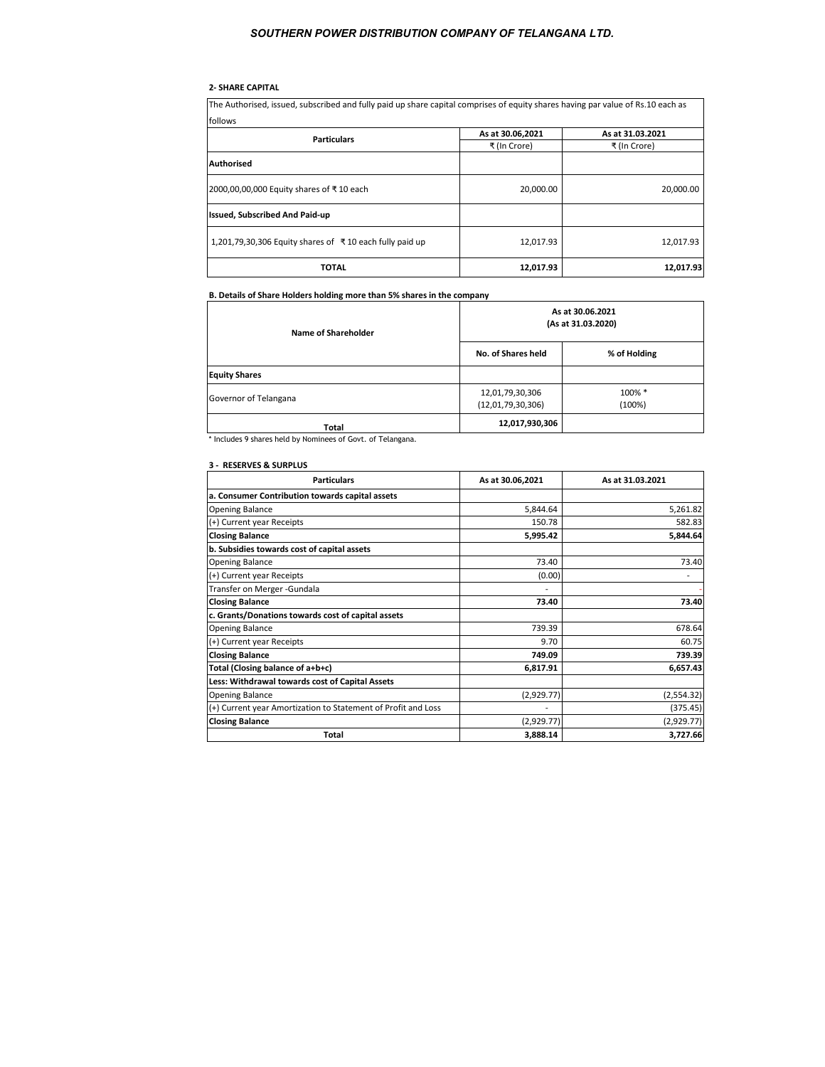**2- SHARE CAPITAL**

| The Authorised, issued, subscribed and fully paid up share capital comprises of equity shares having par value of Rs.10 each as follows | | |
|---|---|---|
| **Particulars** | **As at 30.06,2021** | **As at 31.03.2021** |
| | ₹ (In Crore) | ₹ (In Crore) |
| **Authorised** | | |
| 2000,00,00,000 Equity shares of ₹ 10 each | 20,000.00 | 20,000.00 |
| **Issued, Subscribed And Paid-up** | | |
| 1,201,79,30,306 Equity shares of ₹ 10 each fully paid up | 12,017.93 | 12,017.93 |
| **TOTAL** | **12,017.93** | **12,017.93** |

**B. Details of Share Holders holding more than 5% shares in the company**

| Name of Shareholder | As at 30.06.2021 (As at 31.03.2020) | |
|---|---|---|
| | **No. of Shares held** | **% of Holding** |
| **Equity Shares** | | |
| Governor of Telangana | 12,01,79,30,306 (12,01,79,30,306) | 100% * (100%) |
| **Total** | **12,017,930,306** | |

\* Includes 9 shares held by Nominees of Govt. of Telangana.

**3 - RESERVES & SURPLUS**

| Particulars | As at 30.06,2021 | As at 31.03.2021 |
|---|---|---|
| **a. Consumer Contribution towards capital assets** | | |
| Opening Balance | 5,844.64 | 5,261.82 |
| (+) Current year Receipts | 150.78 | 582.83 |
| **Closing Balance** | **5,995.42** | **5,844.64** |
| **b. Subsidies towards cost of capital assets** | | |
| Opening Balance | 73.40 | 73.40 |
| (+) Current year Receipts | (0.00) | - |
| Transfer on Merger -Gundala | - | - |
| **Closing Balance** | **73.40** | **73.40** |
| **c. Grants/Donations towards cost of capital assets** | | |
| Opening Balance | 739.39 | 678.64 |
| (+) Current year Receipts | 9.70 | 60.75 |
| **Closing Balance** | **749.09** | **739.39** |
| **Total (Closing balance of a+b+c)** | **6,817.91** | **6,657.43** |
| **Less: Withdrawal towards cost of Capital Assets** | | |
| Opening Balance | (2,929.77) | (2,554.32) |
| (+) Current year Amortization to Statement of Profit and Loss | - | (375.45) |
| **Closing Balance** | (2,929.77) | (2,929.77) |
| **Total** | **3,888.14** | **3,727.66** |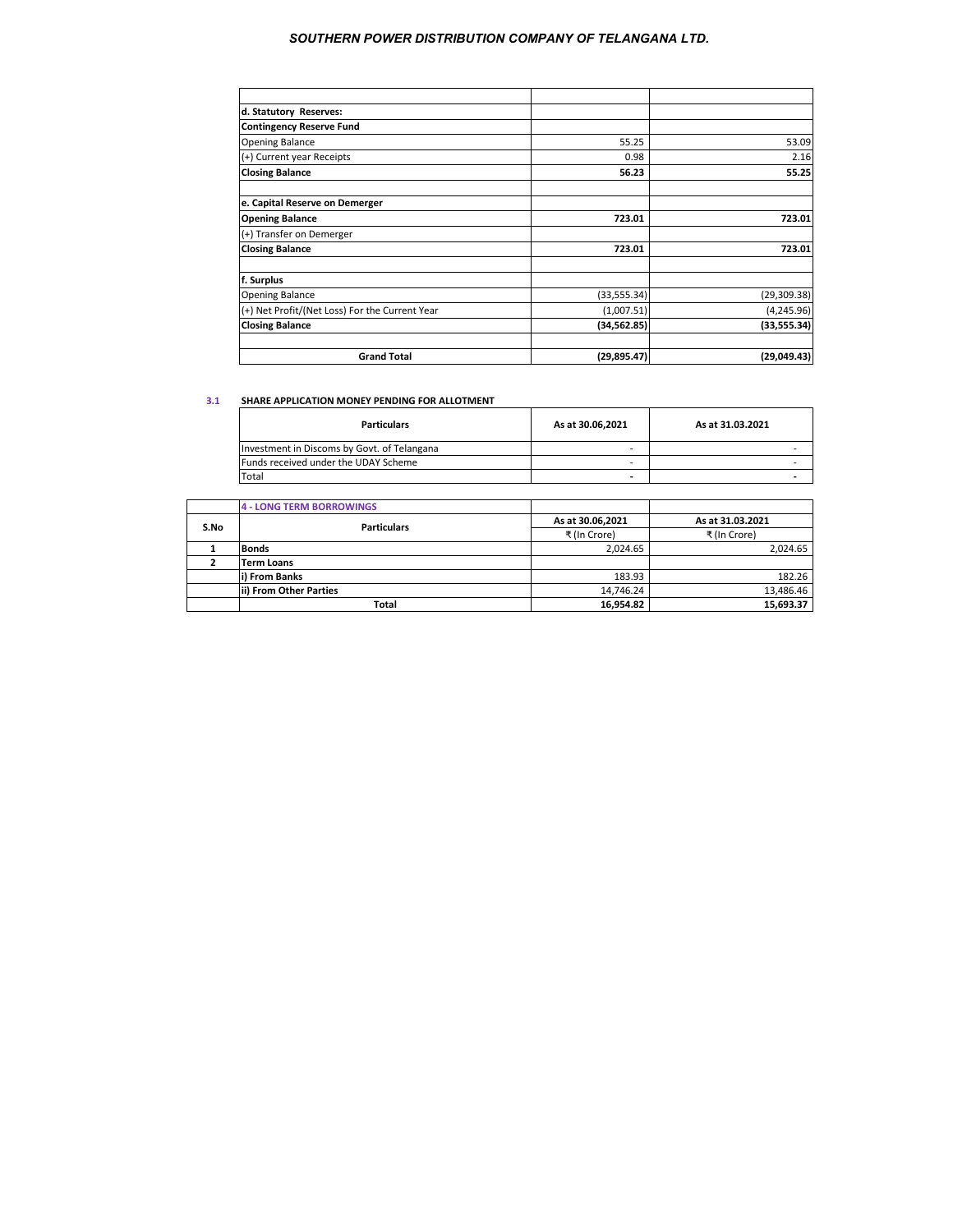| | | |
|---|---|---|
| | | |
| **d. Statutory Reserves:** | | |
| **Contingency Reserve Fund** | | |
| Opening Balance | 55.25 | 53.09 |
| (+) Current year Receipts | 0.98 | 2.16 |
| **Closing Balance** | **56.23** | **55.25** |
| | | |
| **e. Capital Reserve on Demerger** | | |
| **Opening Balance** | **723.01** | **723.01** |
| (+) Transfer on Demerger | | |
| **Closing Balance** | **723.01** | **723.01** |
| | | |
| **f. Surplus** | | |
| Opening Balance | (33,555.34) | (29,309.38) |
| (+) Net Profit/(Net Loss) For the Current Year | (1,007.51) | (4,245.96) |
| **Closing Balance** | **(34,562.85)** | **(33,555.34)** |
| | | |
| **Grand Total** | **(29,895.47)** | **(29,049.43)** |

**3.1 SHARE APPLICATION MONEY PENDING FOR ALLOTMENT**

| Particulars | As at 30.06,2021 | As at 31.03.2021 |
|---|---|---|
| Investment in Discoms by Govt. of Telangana | - | - |
| Funds received under the UDAY Scheme | - | - |
| Total | - | - |

| S.No | 4 - LONG TERM BORROWINGS | | |
|---|---|---|---|
| | **Particulars** | **As at 30.06,2021** | **As at 31.03.2021** |
| | | ₹ (In Crore) | ₹ (In Crore) |
| **1** | **Bonds** | 2,024.65 | 2,024.65 |
| **2** | **Term Loans** | | |
| | **i) From Banks** | 183.93 | 182.26 |
| | **ii) From Other Parties** | 14,746.24 | 13,486.46 |
| | **Total** | **16,954.82** | **15,693.37** |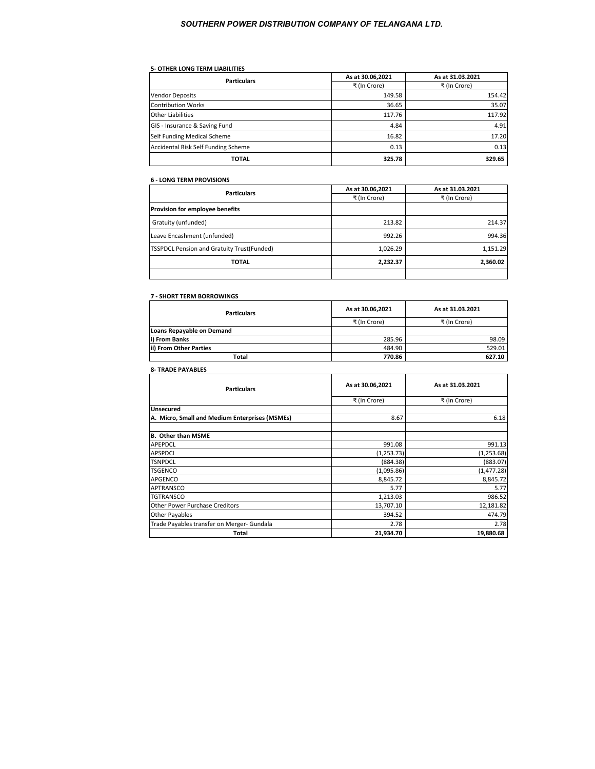# SOUTHERN POWER DISTRIBUTION COMPANY OF TELANGANA LTD.

**5- OTHER LONG TERM LIABILITIES**

| Particulars | As at 30.06,2021 | As at 31.03.2021 |
|---|---|---|
| | ₹ (In Crore) | ₹ (In Crore) |
| Vendor Deposits | 149.58 | 154.42 |
| Contribution Works | 36.65 | 35.07 |
| Other Liabilities | 117.76 | 117.92 |
| GIS - Insurance & Saving Fund | 4.84 | 4.91 |
| Self Funding Medical Scheme | 16.82 | 17.20 |
| Accidental Risk Self Funding Scheme | 0.13 | 0.13 |
| **TOTAL** | **325.78** | **329.65** |

**6 - LONG TERM PROVISIONS**

| Particulars | As at 30.06,2021 | As at 31.03.2021 |
|---|---|---|
| | ₹ (In Crore) | ₹ (In Crore) |
| **Provision for employee benefits** | | |
| Gratuity (unfunded) | 213.82 | 214.37 |
| Leave Encashment (unfunded) | 992.26 | 994.36 |
| TSSPDCL Pension and Gratuity Trust(Funded) | 1,026.29 | 1,151.29 |
| **TOTAL** | **2,232.37** | **2,360.02** |

**7 - SHORT TERM BORROWINGS**

| Particulars | As at 30.06,2021 | As at 31.03.2021 |
|---|---|---|
| | ₹ (In Crore) | ₹ (In Crore) |
| **Loans Repayable on Demand** | | |
| **i) From Banks** | 285.96 | 98.09 |
| **ii) From Other Parties** | 484.90 | 529.01 |
| **Total** | **770.86** | **627.10** |

**8- TRADE PAYABLES**

| Particulars | As at 30.06,2021 | As at 31.03.2021 |
|---|---|---|
| | ₹ (In Crore) | ₹ (In Crore) |
| **Unsecured** | | |
| **A. Micro, Small and Medium Enterprises (MSMEs)** | 8.67 | 6.18 |
| | | |
| **B. Other than MSME** | | |
| APEPDCL | 991.08 | 991.13 |
| APSPDCL | (1,253.73) | (1,253.68) |
| TSNPDCL | (884.38) | (883.07) |
| TSGENCO | (1,095.86) | (1,477.28) |
| APGENCO | 8,845.72 | 8,845.72 |
| APTRANSCO | 5.77 | 5.77 |
| TGTRANSCO | 1,213.03 | 986.52 |
| Other Power Purchase Creditors | 13,707.10 | 12,181.82 |
| Other Payables | 394.52 | 474.79 |
| Trade Payables transfer on Merger- Gundala | 2.78 | 2.78 |
| **Total** | **21,934.70** | **19,880.68** |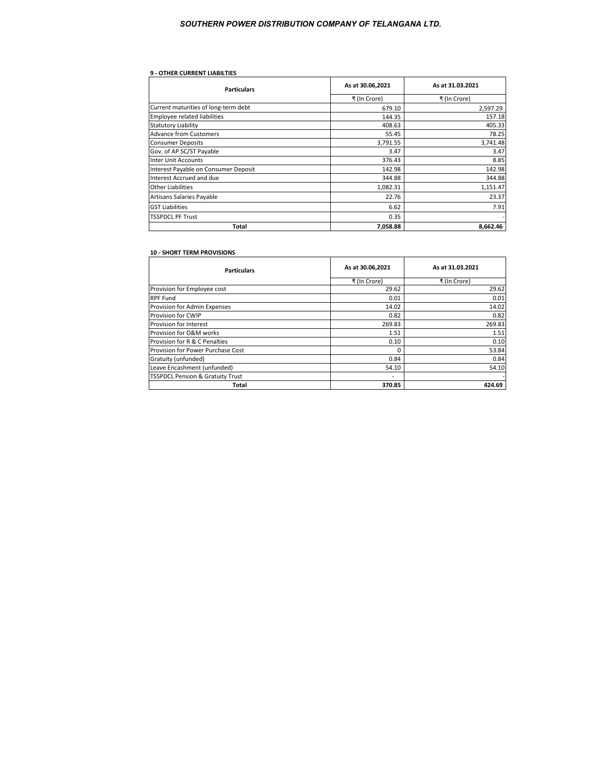#### 9 - OTHER CURRENT LIABILTIES

| Particulars | As at 30.06,2021 | As at 31.03.2021 |
|---|---|---|
| | ₹ (In Crore) | ₹ (In Crore) |
| Current maturities of long-term debt | 679.10 | 2,597.29 |
| Employee related liabilities | 144.35 | 157.18 |
| Statutory Liability | 408.63 | 405.33 |
| Advance from Customers | 55.45 | 78.25 |
| Consumer Deposits | 3,791.55 | 3,741.48 |
| Gov. of AP SC/ST Payable | 3.47 | 3.47 |
| Inter Unit Accounts | 376.43 | 8.85 |
| Interest Payable on Consumer Deposit | 142.98 | 142.98 |
| Interest Accrued and due | 344.88 | 344.88 |
| Other Liabilities | 1,082.31 | 1,151.47 |
| Artisans Salaries Payable | 22.76 | 23.37 |
| GST Liabilities | 6.62 | 7.91 |
| TSSPDCL PF Trust | 0.35 | - |
| **Total** | **7,058.88** | **8,662.46** |

#### 10 - SHORT TERM PROVISIONS

| Particulars | As at 30.06,2021 | As at 31.03.2021 |
|---|---|---|
| | ₹ (In Crore) | ₹ (In Crore) |
| Provision for Employee cost | 29.62 | 29.62 |
| RPF Fund | 0.01 | 0.01 |
| Provision for Admin Expenses | 14.02 | 14.02 |
| Provision for CWIP | 0.82 | 0.82 |
| Provision for Interest | 269.83 | 269.83 |
| Provision for O&M works | 1.51 | 1.51 |
| Provision for R & C Penalties | 0.10 | 0.10 |
| Provision for Power Purchase Cost | 0 | 53.84 |
| Gratuity (unfunded) | 0.84 | 0.84 |
| Leave Encashment (unfunded) | 54.10 | 54.10 |
| TSSPDCL Pension & Gratuity Trust | - | - |
| **Total** | **370.85** | **424.69** |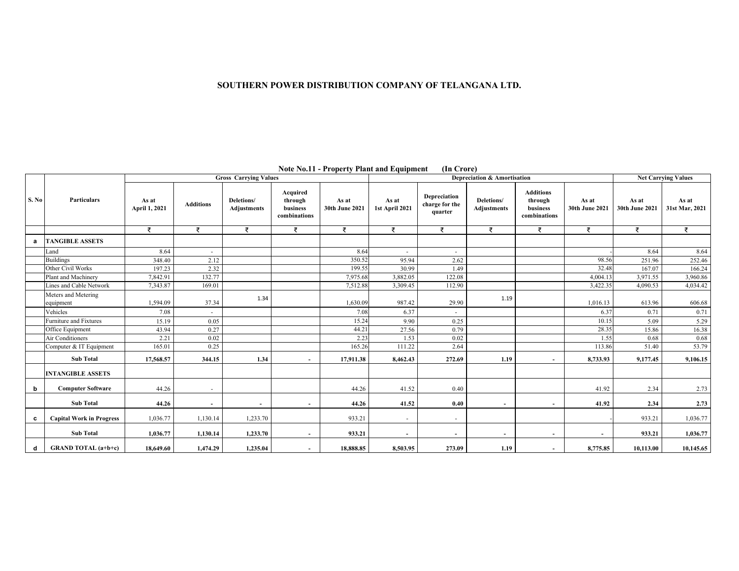# SOUTHERN POWER DISTRIBUTION COMPANY OF TELANGANA LTD.

## Note No.11 - Property Plant and Equipment (In Crore)

| S. No | Particulars | Gross Carrying Values | | | | | Depreciation & Amortisation | | | | | Net Carrying Values | |
|---|---|---|---|---|---|---|---|---|---|---|---|---|---|
| | | As at April 1, 2021 | Additions | Deletions/ Adjustments | Acquired through business combinations | As at 30th June 2021 | As at 1st April 2021 | Depreciation charge for the quarter | Deletions/ Adjustments | Additions through business combinations | As at 30th June 2021 | As at 30th June 2021 | As at 31st Mar, 2021 |
| | | ₹ | ₹ | ₹ | ₹ | ₹ | ₹ | ₹ | ₹ | ₹ | ₹ | ₹ | ₹ |
| a | **TANGIBLE ASSETS** | | | | | | | | | | | | |
| | Land | 8.64 | - | | | 8.64 | - | - | | | - | 8.64 | 8.64 |
| | Buildings | 348.40 | 2.12 | | | 350.52 | 95.94 | 2.62 | | | 98.56 | 251.96 | 252.46 |
| | Other Civil Works | 197.23 | 2.32 | | | 199.55 | 30.99 | 1.49 | | | 32.48 | 167.07 | 166.24 |
| | Plant and Machinery | 7,842.91 | 132.77 | | | 7,975.68 | 3,882.05 | 122.08 | | | 4,004.13 | 3,971.55 | 3,960.86 |
| | Lines and Cable Network | 7,343.87 | 169.01 | | | 7,512.88 | 3,309.45 | 112.90 | | | 3,422.35 | 4,090.53 | 4,034.42 |
| | Meters and Metering equipment | 1,594.09 | 37.34 | 1.34 | | 1,630.09 | 987.42 | 29.90 | 1.19 | | 1,016.13 | 613.96 | 606.68 |
| | Vehicles | 7.08 | - | | | 7.08 | 6.37 | - | | | 6.37 | 0.71 | 0.71 |
| | Furniture and Fixtures | 15.19 | 0.05 | | | 15.24 | 9.90 | 0.25 | | | 10.15 | 5.09 | 5.29 |
| | Office Equipment | 43.94 | 0.27 | | | 44.21 | 27.56 | 0.79 | | | 28.35 | 15.86 | 16.38 |
| | Air Conditioners | 2.21 | 0.02 | | | 2.23 | 1.53 | 0.02 | | | 1.55 | 0.68 | 0.68 |
| | Computer & IT Equipment | 165.01 | 0.25 | | | 165.26 | 111.22 | 2.64 | | | 113.86 | 51.40 | 53.79 |
| | **Sub Total** | **17,568.57** | **344.15** | **1.34** | **-** | **17,911.38** | **8,462.43** | **272.69** | **1.19** | **-** | **8,733.93** | **9,177.45** | **9,106.15** |
| | **INTANGIBLE ASSETS** | | | | | | | | | | | | |
| b | **Computer Software** | 44.26 | - | | | 44.26 | 41.52 | 0.40 | | | 41.92 | 2.34 | 2.73 |
| | **Sub Total** | **44.26** | **-** | **-** | **-** | **44.26** | **41.52** | **0.40** | **-** | **-** | **41.92** | **2.34** | **2.73** |
| c | **Capital Work in Progress** | 1,036.77 | 1,130.14 | 1,233.70 | | 933.21 | - | - | | | - | 933.21 | 1,036.77 |
| | **Sub Total** | **1,036.77** | **1,130.14** | **1,233.70** | **-** | **933.21** | **-** | **-** | **-** | **-** | **-** | **933.21** | **1,036.77** |
| d | **GRAND TOTAL (a+b+c)** | **18,649.60** | **1,474.29** | **1,235.04** | **-** | **18,888.85** | **8,503.95** | **273.09** | **1.19** | **-** | **8,775.85** | **10,113.00** | **10,145.65** |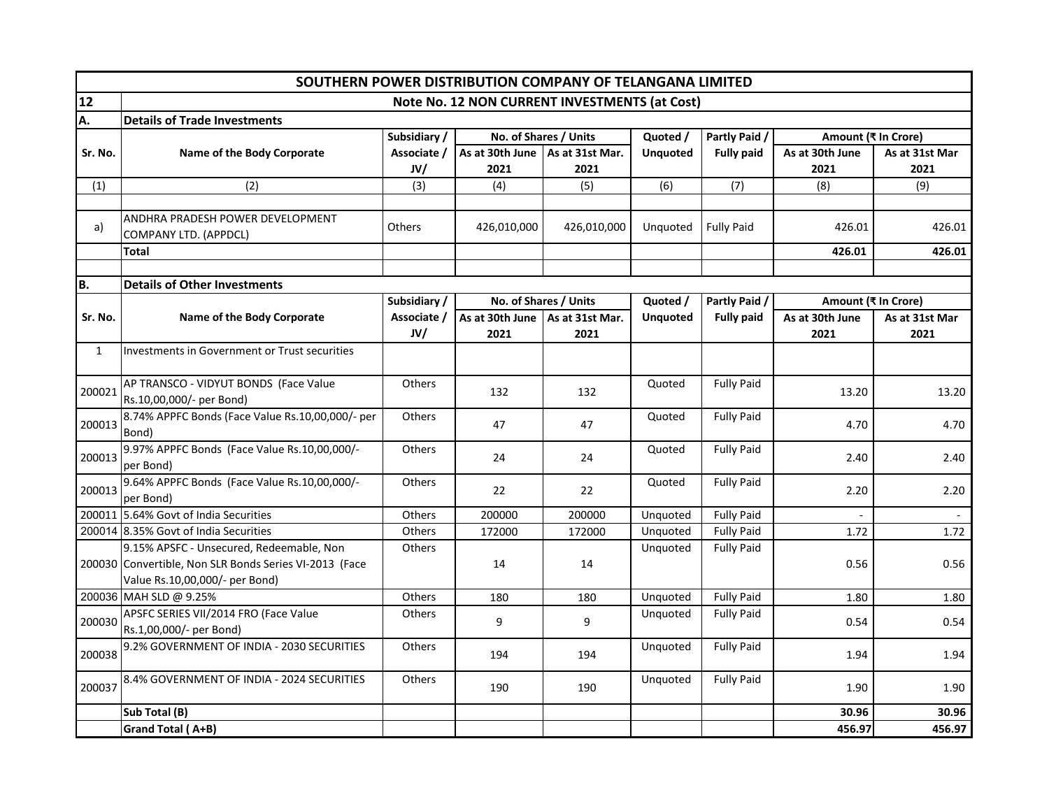# SOUTHERN POWER DISTRIBUTION COMPANY OF TELANGANA LIMITED

## 12 Note No. 12 NON CURRENT INVESTMENTS (at Cost)

### A. Details of Trade Investments

| Sr. No. | Name of the Body Corporate | Subsidiary / Associate / JV/ | No. of Shares / Units | | Quoted / Unquoted | Partly Paid / Fully paid | Amount (₹ In Crore) | |
|---|---|---|---|---|---|---|---|---|
| | | | As at 30th June 2021 | As at 31st Mar. 2021 | | | As at 30th June 2021 | As at 31st Mar 2021 |
| (1) | (2) | (3) | (4) | (5) | (6) | (7) | (8) | (9) |
| a) | ANDHRA PRADESH POWER DEVELOPMENT COMPANY LTD. (APPDCL) | Others | 426,010,000 | 426,010,000 | Unquoted | Fully Paid | 426.01 | 426.01 |
| | **Total** | | | | | | **426.01** | **426.01** |

### B. Details of Other Investments

| Sr. No. | Name of the Body Corporate | Subsidiary / Associate / JV/ | No. of Shares / Units | | Quoted / Unquoted | Partly Paid / Fully paid | Amount (₹ In Crore) | |
|---|---|---|---|---|---|---|---|---|
| | | | As at 30th June 2021 | As at 31st Mar. 2021 | | | As at 30th June 2021 | As at 31st Mar 2021 |
| 1 | Investments in Government or Trust securities | | | | | | | |
| 200021 | AP TRANSCO - VIDYUT BONDS (Face Value Rs.10,00,000/- per Bond) | Others | 132 | 132 | Quoted | Fully Paid | 13.20 | 13.20 |
| 200013 | 8.74% APPFC Bonds (Face Value Rs.10,00,000/- per Bond) | Others | 47 | 47 | Quoted | Fully Paid | 4.70 | 4.70 |
| 200013 | 9.97% APPFC Bonds (Face Value Rs.10,00,000/- per Bond) | Others | 24 | 24 | Quoted | Fully Paid | 2.40 | 2.40 |
| 200013 | 9.64% APPFC Bonds (Face Value Rs.10,00,000/- per Bond) | Others | 22 | 22 | Quoted | Fully Paid | 2.20 | 2.20 |
| 200011 | 5.64% Govt of India Securities | Others | 200000 | 200000 | Unquoted | Fully Paid | - | - |
| 200014 | 8.35% Govt of India Securities | Others | 172000 | 172000 | Unquoted | Fully Paid | 1.72 | 1.72 |
| 200030 | 9.15% APSFC - Unsecured, Redeemable, Non Convertible, Non SLR Bonds Series VI-2013 (Face Value Rs.10,00,000/- per Bond) | Others | 14 | 14 | Unquoted | Fully Paid | 0.56 | 0.56 |
| 200036 | MAH SLD @ 9.25% | Others | 180 | 180 | Unquoted | Fully Paid | 1.80 | 1.80 |
| 200030 | APSFC SERIES VII/2014 FRO (Face Value Rs.1,00,000/- per Bond) | Others | 9 | 9 | Unquoted | Fully Paid | 0.54 | 0.54 |
| 200038 | 9.2% GOVERNMENT OF INDIA - 2030 SECURITIES | Others | 194 | 194 | Unquoted | Fully Paid | 1.94 | 1.94 |
| 200037 | 8.4% GOVERNMENT OF INDIA - 2024 SECURITIES | Others | 190 | 190 | Unquoted | Fully Paid | 1.90 | 1.90 |
| | **Sub Total (B)** | | | | | | **30.96** | **30.96** |
| | **Grand Total ( A+B)** | | | | | | **456.97** | **456.97** |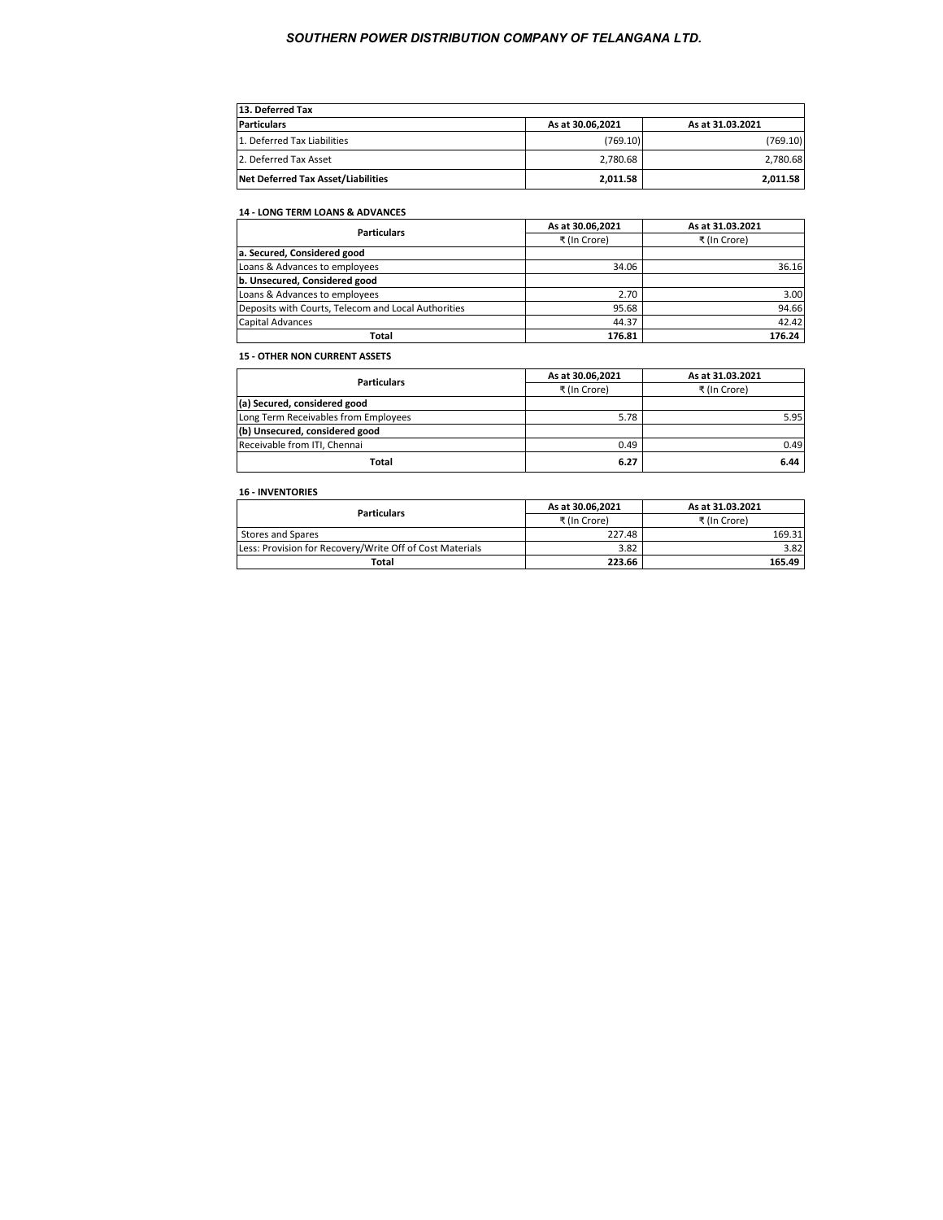# SOUTHERN POWER DISTRIBUTION COMPANY OF TELANGANA LTD.

| 13. Deferred Tax | | |
|---|---|---|
| **Particulars** | **As at 30.06,2021** | **As at 31.03.2021** |
| 1. Deferred Tax Liabilities | (769.10) | (769.10) |
| 2. Deferred Tax Asset | 2,780.68 | 2,780.68 |
| **Net Deferred Tax Asset/Liabilities** | **2,011.58** | **2,011.58** |

**14 - LONG TERM LOANS & ADVANCES**

| Particulars | As at 30.06,2021 | As at 31.03.2021 |
|---|---|---|
| | ₹ (In Crore) | ₹ (In Crore) |
| **a. Secured, Considered good** | | |
| Loans & Advances to employees | 34.06 | 36.16 |
| **b. Unsecured, Considered good** | | |
| Loans & Advances to employees | 2.70 | 3.00 |
| Deposits with Courts, Telecom and Local Authorities | 95.68 | 94.66 |
| Capital Advances | 44.37 | 42.42 |
| **Total** | **176.81** | **176.24** |

**15 - OTHER NON CURRENT ASSETS**

| Particulars | As at 30.06,2021 | As at 31.03.2021 |
|---|---|---|
| | ₹ (In Crore) | ₹ (In Crore) |
| **(a) Secured, considered good** | | |
| Long Term Receivables from Employees | 5.78 | 5.95 |
| **(b) Unsecured, considered good** | | |
| Receivable from ITI, Chennai | 0.49 | 0.49 |
| **Total** | **6.27** | **6.44** |

**16 - INVENTORIES**

| Particulars | As at 30.06,2021 | As at 31.03.2021 |
|---|---|---|
| | ₹ (In Crore) | ₹ (In Crore) |
| Stores and Spares | 227.48 | 169.31 |
| Less: Provision for Recovery/Write Off of Cost Materials | 3.82 | 3.82 |
| **Total** | **223.66** | **165.49** |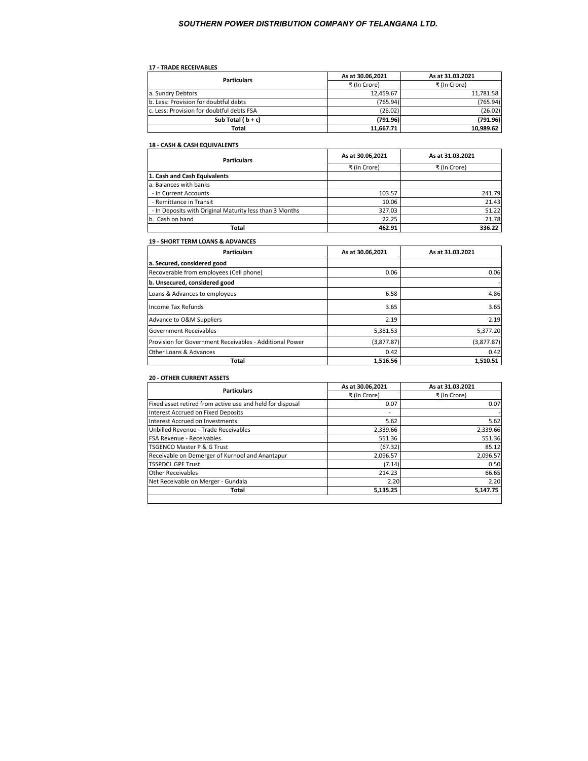# SOUTHERN POWER DISTRIBUTION COMPANY OF TELANGANA LTD.

### 17 - TRADE RECEIVABLES

| Particulars | As at 30.06,2021 | As at 31.03.2021 |
|---|---|---|
| | ₹ (In Crore) | ₹ (In Crore) |
| a. Sundry Debtors | 12,459.67 | 11,781.58 |
| b. Less: Provision for doubtful debts | (765.94) | (765.94) |
| c. Less: Provision for doubtful debts FSA | (26.02) | (26.02) |
| **Sub Total ( b + c)** | **(791.96)** | **(791.96)** |
| **Total** | **11,667.71** | **10,989.62** |

### 18 - CASH & CASH EQUIVALENTS

| Particulars | As at 30.06,2021 | As at 31.03.2021 |
|---|---|---|
| | ₹ (In Crore) | ₹ (In Crore) |
| **1. Cash and Cash Equivalents** | | |
| a. Balances with banks | | |
| - In Current Accounts | 103.57 | 241.79 |
| - Remittance in Transit | 10.06 | 21.43 |
| - In Deposits with Original Maturity less than 3 Months | 327.03 | 51.22 |
| b. Cash on hand | 22.25 | 21.78 |
| **Total** | **462.91** | **336.22** |

### 19 - SHORT TERM LOANS & ADVANCES

| Particulars | As at 30.06,2021 | As at 31.03.2021 |
|---|---|---|
| **a. Secured, considered good** | | |
| Recoverable from employees (Cell phone) | 0.06 | 0.06 |
| **b. Unsecured, considered good** | | - |
| Loans & Advances to employees | 6.58 | 4.86 |
| Income Tax Refunds | 3.65 | 3.65 |
| Advance to O&M Suppliers | 2.19 | 2.19 |
| Government Receivables | 5,381.53 | 5,377.20 |
| Provision for Government Receivables - Additional Power | (3,877.87) | (3,877.87) |
| Other Loans & Advances | 0.42 | 0.42 |
| **Total** | **1,516.56** | **1,510.51** |

### 20 - OTHER CURRENT ASSETS

| Particulars | As at 30.06,2021 | As at 31.03.2021 |
|---|---|---|
| | ₹ (In Crore) | ₹ (In Crore) |
| Fixed asset retired from active use and held for disposal | 0.07 | 0.07 |
| Interest Accrued on Fixed Deposits | - | - |
| Interest Accrued on Investments | 5.62 | 5.62 |
| Unbilled Revenue - Trade Receivables | 2,339.66 | 2,339.66 |
| FSA Revenue - Receivables | 551.36 | 551.36 |
| TSGENCO Master P & G Trust | (67.32) | 85.12 |
| Receivable on Demerger of Kurnool and Anantapur | 2,096.57 | 2,096.57 |
| TSSPDCL GPF Trust | (7.14) | 0.50 |
| Other Receivables | 214.23 | 66.65 |
| Net Receivable on Merger - Gundala | 2.20 | 2.20 |
| **Total** | **5,135.25** | **5,147.75** |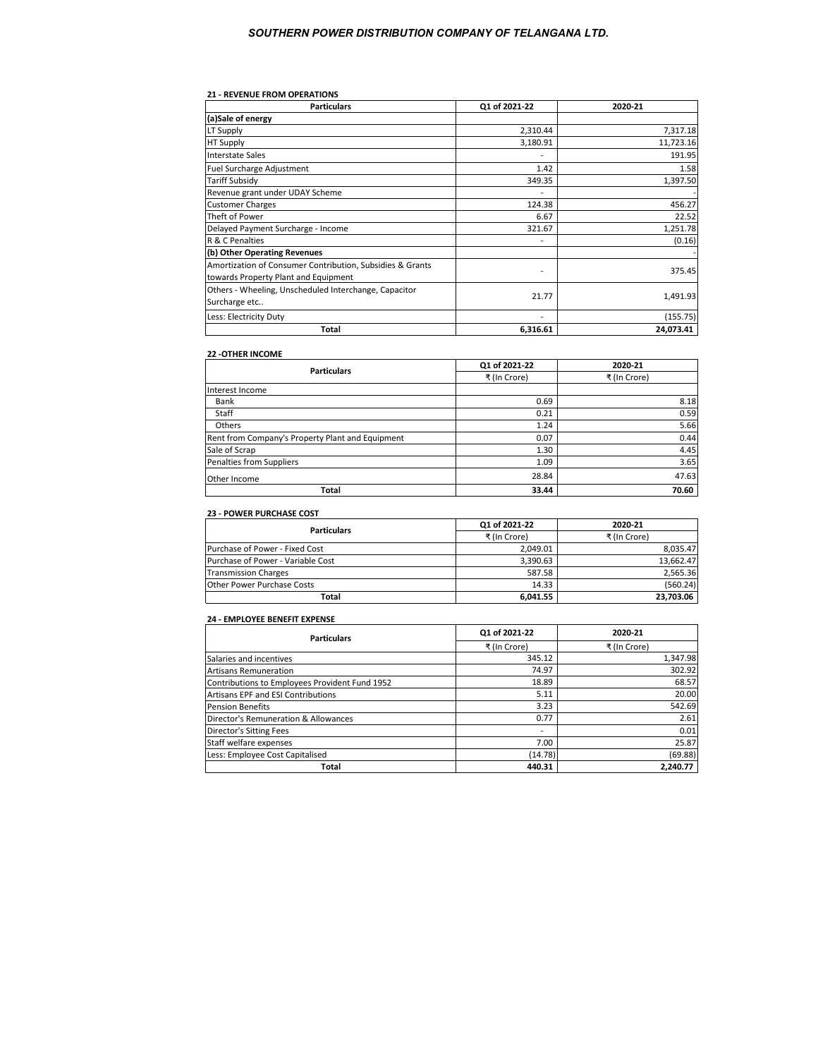# SOUTHERN POWER DISTRIBUTION COMPANY OF TELANGANA LTD.

**21 - REVENUE FROM OPERATIONS**

| Particulars | Q1 of 2021-22 | 2020-21 |
|---|---|---|
| **(a)Sale of energy** | | |
| LT Supply | 2,310.44 | 7,317.18 |
| HT Supply | 3,180.91 | 11,723.16 |
| Interstate Sales | - | 191.95 |
| Fuel Surcharge Adjustment | 1.42 | 1.58 |
| Tariff Subsidy | 349.35 | 1,397.50 |
| Revenue grant under UDAY Scheme | - | - |
| Customer Charges | 124.38 | 456.27 |
| Theft of Power | 6.67 | 22.52 |
| Delayed Payment Surcharge - Income | 321.67 | 1,251.78 |
| R & C Penalties | - | (0.16) |
| **(b) Other Operating Revenues** | | - |
| Amortization of Consumer Contribution, Subsidies & Grants towards Property Plant and Equipment | - | 375.45 |
| Others - Wheeling, Unscheduled Interchange, Capacitor Surcharge etc.. | 21.77 | 1,491.93 |
| Less: Electricity Duty | - | (155.75) |
| **Total** | **6,316.61** | **24,073.41** |

**22 -OTHER INCOME**

| Particulars | Q1 of 2021-22 | 2020-21 |
|---|---|---|
| | ₹ (In Crore) | ₹ (In Crore) |
| Interest Income | | |
| Bank | 0.69 | 8.18 |
| Staff | 0.21 | 0.59 |
| Others | 1.24 | 5.66 |
| Rent from Company's Property Plant and Equipment | 0.07 | 0.44 |
| Sale of Scrap | 1.30 | 4.45 |
| Penalties from Suppliers | 1.09 | 3.65 |
| Other Income | 28.84 | 47.63 |
| **Total** | **33.44** | **70.60** |

**23 - POWER PURCHASE COST**

| Particulars | Q1 of 2021-22 | 2020-21 |
|---|---|---|
| | ₹ (In Crore) | ₹ (In Crore) |
| Purchase of Power - Fixed Cost | 2,049.01 | 8,035.47 |
| Purchase of Power - Variable Cost | 3,390.63 | 13,662.47 |
| Transmission Charges | 587.58 | 2,565.36 |
| Other Power Purchase Costs | 14.33 | (560.24) |
| **Total** | **6,041.55** | **23,703.06** |

**24 - EMPLOYEE BENEFIT EXPENSE**

| Particulars | Q1 of 2021-22 | 2020-21 |
|---|---|---|
| | ₹ (In Crore) | ₹ (In Crore) |
| Salaries and incentives | 345.12 | 1,347.98 |
| Artisans Remuneration | 74.97 | 302.92 |
| Contributions to Employees Provident Fund 1952 | 18.89 | 68.57 |
| Artisans EPF and ESI Contributions | 5.11 | 20.00 |
| Pension Benefits | 3.23 | 542.69 |
| Director's Remuneration & Allowances | 0.77 | 2.61 |
| Director's Sitting Fees | - | 0.01 |
| Staff welfare expenses | 7.00 | 25.87 |
| Less: Employee Cost Capitalised | (14.78) | (69.88) |
| **Total** | **440.31** | **2,240.77** |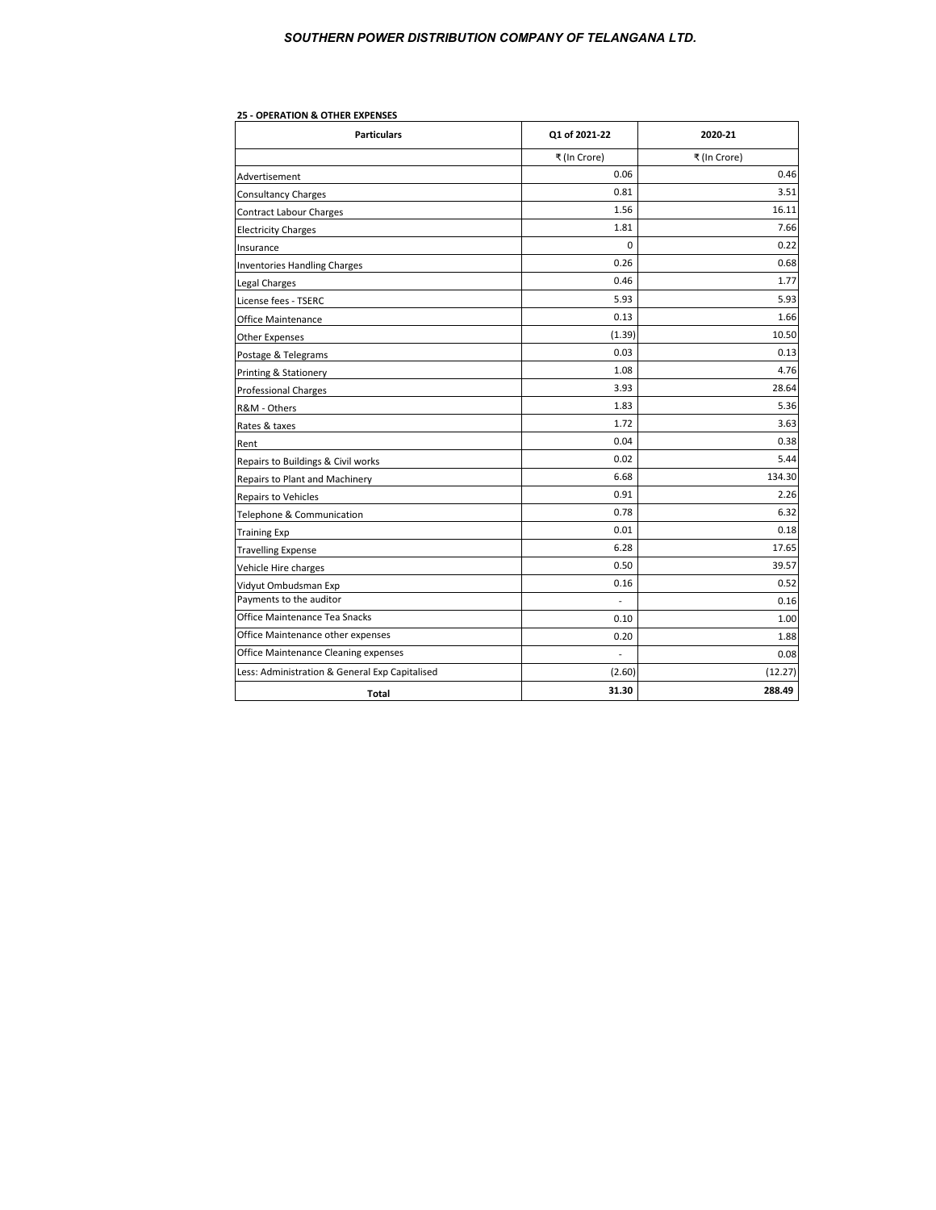# SOUTHERN POWER DISTRIBUTION COMPANY OF TELANGANA LTD.

**25 - OPERATION & OTHER EXPENSES**

| Particulars | Q1 of 2021-22 | 2020-21 |
|---|---|---|
| | ₹ (In Crore) | ₹ (In Crore) |
| Advertisement | 0.06 | 0.46 |
| Consultancy Charges | 0.81 | 3.51 |
| Contract Labour Charges | 1.56 | 16.11 |
| Electricity Charges | 1.81 | 7.66 |
| Insurance | 0 | 0.22 |
| Inventories Handling Charges | 0.26 | 0.68 |
| Legal Charges | 0.46 | 1.77 |
| License fees - TSERC | 5.93 | 5.93 |
| Office Maintenance | 0.13 | 1.66 |
| Other Expenses | (1.39) | 10.50 |
| Postage & Telegrams | 0.03 | 0.13 |
| Printing & Stationery | 1.08 | 4.76 |
| Professional Charges | 3.93 | 28.64 |
| R&M - Others | 1.83 | 5.36 |
| Rates & taxes | 1.72 | 3.63 |
| Rent | 0.04 | 0.38 |
| Repairs to Buildings & Civil works | 0.02 | 5.44 |
| Repairs to Plant and Machinery | 6.68 | 134.30 |
| Repairs to Vehicles | 0.91 | 2.26 |
| Telephone & Communication | 0.78 | 6.32 |
| Training Exp | 0.01 | 0.18 |
| Travelling Expense | 6.28 | 17.65 |
| Vehicle Hire charges | 0.50 | 39.57 |
| Vidyut Ombudsman Exp | 0.16 | 0.52 |
| Payments to the auditor | - | 0.16 |
| Office Maintenance Tea Snacks | 0.10 | 1.00 |
| Office Maintenance other expenses | 0.20 | 1.88 |
| Office Maintenance Cleaning expenses | - | 0.08 |
| Less: Administration & General Exp Capitalised | (2.60) | (12.27) |
| **Total** | **31.30** | **288.49** |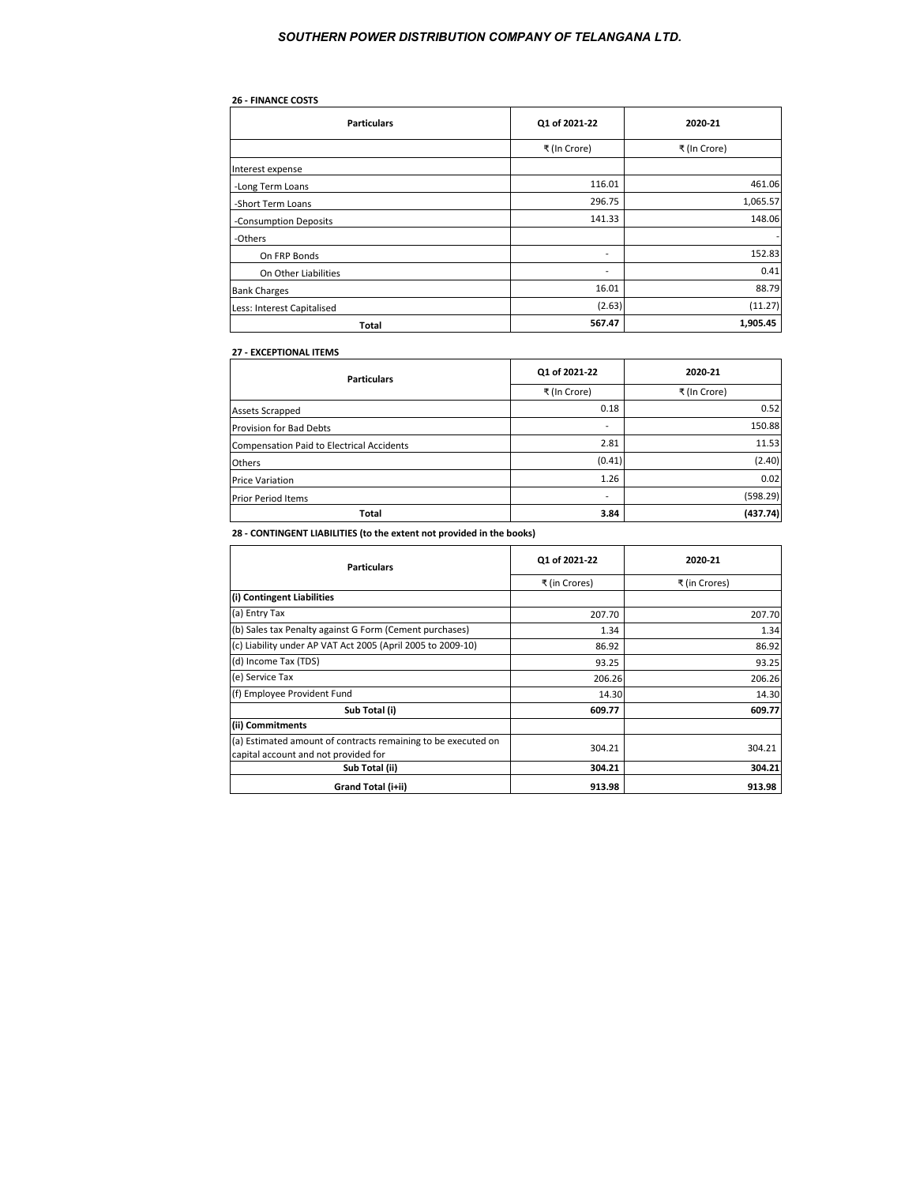**26 - FINANCE COSTS**

| Particulars | Q1 of 2021-22 | 2020-21 |
|---|---|---|
| | ₹ (In Crore) | ₹ (In Crore) |
| Interest expense | | |
| -Long Term Loans | 116.01 | 461.06 |
| -Short Term Loans | 296.75 | 1,065.57 |
| -Consumption Deposits | 141.33 | 148.06 |
| -Others | | - |
| On FRP Bonds | - | 152.83 |
| On Other Liabilities | - | 0.41 |
| Bank Charges | 16.01 | 88.79 |
| Less: Interest Capitalised | (2.63) | (11.27) |
| **Total** | **567.47** | **1,905.45** |

**27 - EXCEPTIONAL ITEMS**

| Particulars | Q1 of 2021-22 | 2020-21 |
|---|---|---|
| | ₹ (In Crore) | ₹ (In Crore) |
| Assets Scrapped | 0.18 | 0.52 |
| Provision for Bad Debts | - | 150.88 |
| Compensation Paid to Electrical Accidents | 2.81 | 11.53 |
| Others | (0.41) | (2.40) |
| Price Variation | 1.26 | 0.02 |
| Prior Period Items | - | (598.29) |
| **Total** | **3.84** | **(437.74)** |

**28 - CONTINGENT LIABILITIES (to the extent not provided in the books)**

| Particulars | Q1 of 2021-22 | 2020-21 |
|---|---|---|
| | ₹ (in Crores) | ₹ (in Crores) |
| **(i) Contingent Liabilities** | | |
| (a) Entry Tax | 207.70 | 207.70 |
| (b) Sales tax Penalty against G Form (Cement purchases) | 1.34 | 1.34 |
| (c) Liability under AP VAT Act 2005 (April 2005 to 2009-10) | 86.92 | 86.92 |
| (d) Income Tax (TDS) | 93.25 | 93.25 |
| (e) Service Tax | 206.26 | 206.26 |
| (f) Employee Provident Fund | 14.30 | 14.30 |
| **Sub Total (i)** | **609.77** | **609.77** |
| **(ii) Commitments** | | |
| (a) Estimated amount of contracts remaining to be executed on capital account and not provided for | 304.21 | 304.21 |
| **Sub Total (ii)** | **304.21** | **304.21** |
| **Grand Total (i+ii)** | **913.98** | **913.98** |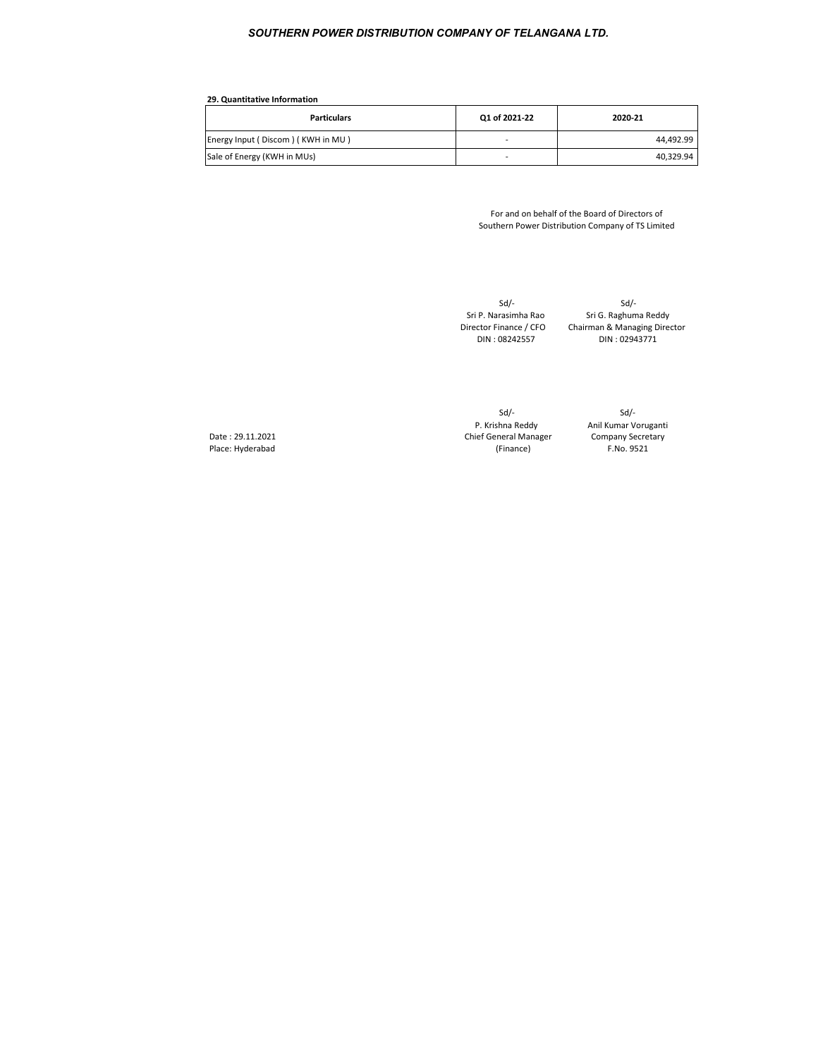**29. Quantitative Information**

| Particulars | Q1 of 2021-22 | 2020-21 |
|---|---|---|
| Energy Input ( Discom ) ( KWH in MU ) | - | 44,492.99 |
| Sale of Energy (KWH in MUs) | - | 40,329.94 |

For and on behalf of the Board of Directors of
Southern Power Distribution Company of TS Limited

Sd/-
Sri P. Narasimha Rao
Director Finance / CFO
DIN : 08242557

Sd/-
Sri G. Raghuma Reddy
Chairman & Managing Director
DIN : 02943771

Sd/-
P. Krishna Reddy
Chief General Manager
(Finance)

Sd/-
Anil Kumar Voruganti
Company Secretary
F.No. 9521

Date : 29.11.2021
Place: Hyderabad